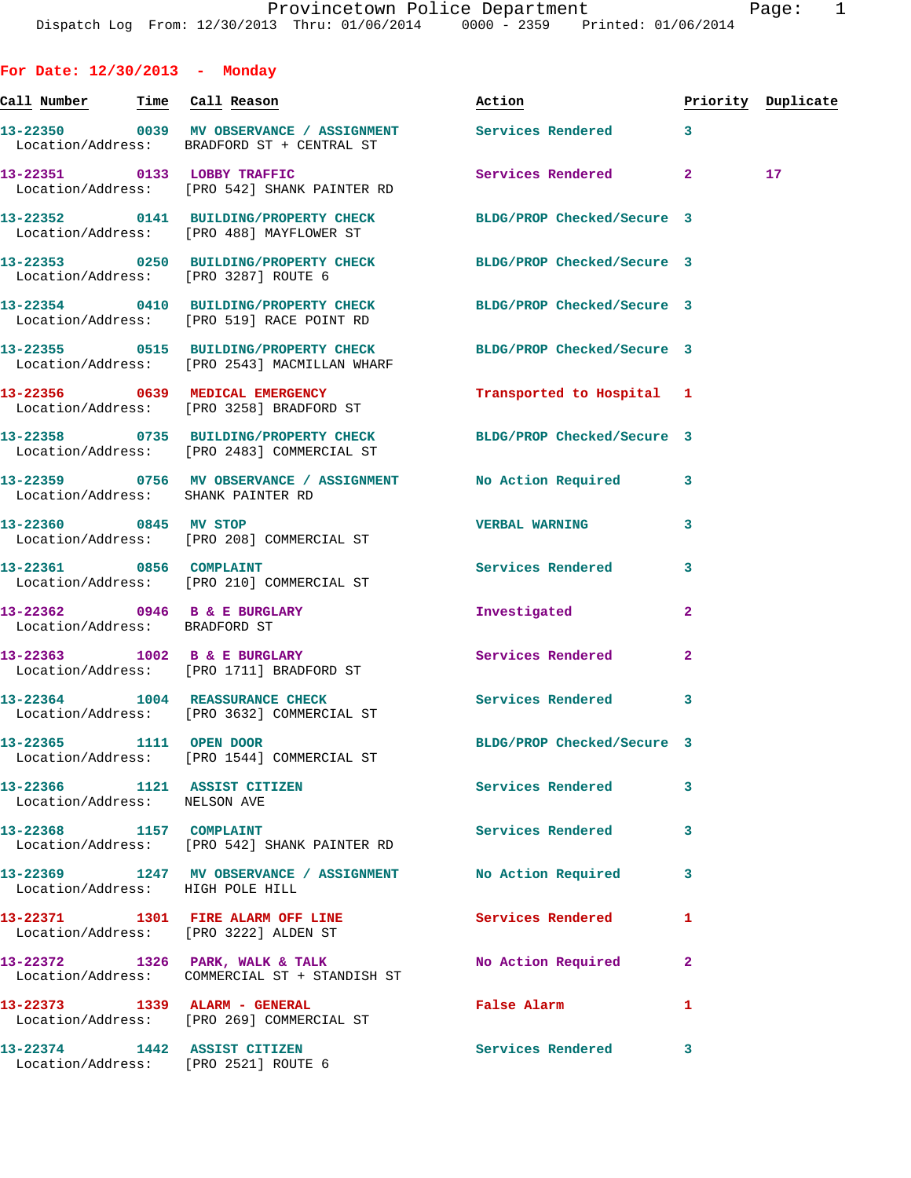## For Date: 12/30/2013 - Monday

| Call Number | Time | Call Reason | Action | Priority | Duplicate |
|---|---|---|---|---|---|
| 13-22350 | 0039 | MV OBSERVANCE / ASSIGNMENT | Services Rendered | 3 | |
| Location/Address: | | BRADFORD ST + CENTRAL ST | | | |
| 13-22351 | 0133 | LOBBY TRAFFIC | Services Rendered | 2 | 17 |
| Location/Address: | | [PRO 542] SHANK PAINTER RD | | | |
| 13-22352 | 0141 | BUILDING/PROPERTY CHECK | BLDG/PROP Checked/Secure | 3 | |
| Location/Address: | | [PRO 488] MAYFLOWER ST | | | |
| 13-22353 | 0250 | BUILDING/PROPERTY CHECK | BLDG/PROP Checked/Secure | 3 | |
| Location/Address: | | [PRO 3287] ROUTE 6 | | | |
| 13-22354 | 0410 | BUILDING/PROPERTY CHECK | BLDG/PROP Checked/Secure | 3 | |
| Location/Address: | | [PRO 519] RACE POINT RD | | | |
| 13-22355 | 0515 | BUILDING/PROPERTY CHECK | BLDG/PROP Checked/Secure | 3 | |
| Location/Address: | | [PRO 2543] MACMILLAN WHARF | | | |
| 13-22356 | 0639 | MEDICAL EMERGENCY | Transported to Hospital | 1 | |
| Location/Address: | | [PRO 3258] BRADFORD ST | | | |
| 13-22358 | 0735 | BUILDING/PROPERTY CHECK | BLDG/PROP Checked/Secure | 3 | |
| Location/Address: | | [PRO 2483] COMMERCIAL ST | | | |
| 13-22359 | 0756 | MV OBSERVANCE / ASSIGNMENT | No Action Required | 3 | |
| Location/Address: | | SHANK PAINTER RD | | | |
| 13-22360 | 0845 | MV STOP | VERBAL WARNING | 3 | |
| Location/Address: | | [PRO 208] COMMERCIAL ST | | | |
| 13-22361 | 0856 | COMPLAINT | Services Rendered | 3 | |
| Location/Address: | | [PRO 210] COMMERCIAL ST | | | |
| 13-22362 | 0946 | B & E BURGLARY | Investigated | 2 | |
| Location/Address: | | BRADFORD ST | | | |
| 13-22363 | 1002 | B & E BURGLARY | Services Rendered | 2 | |
| Location/Address: | | [PRO 1711] BRADFORD ST | | | |
| 13-22364 | 1004 | REASSURANCE CHECK | Services Rendered | 3 | |
| Location/Address: | | [PRO 3632] COMMERCIAL ST | | | |
| 13-22365 | 1111 | OPEN DOOR | BLDG/PROP Checked/Secure | 3 | |
| Location/Address: | | [PRO 1544] COMMERCIAL ST | | | |
| 13-22366 | 1121 | ASSIST CITIZEN | Services Rendered | 3 | |
| Location/Address: | | NELSON AVE | | | |
| 13-22368 | 1157 | COMPLAINT | Services Rendered | 3 | |
| Location/Address: | | [PRO 542] SHANK PAINTER RD | | | |
| 13-22369 | 1247 | MV OBSERVANCE / ASSIGNMENT | No Action Required | 3 | |
| Location/Address: | | HIGH POLE HILL | | | |
| 13-22371 | 1301 | FIRE ALARM OFF LINE | Services Rendered | 1 | |
| Location/Address: | | [PRO 3222] ALDEN ST | | | |
| 13-22372 | 1326 | PARK, WALK & TALK | No Action Required | 2 | |
| Location/Address: | | COMMERCIAL ST + STANDISH ST | | | |
| 13-22373 | 1339 | ALARM - GENERAL | False Alarm | 1 | |
| Location/Address: | | [PRO 269] COMMERCIAL ST | | | |
| 13-22374 | 1442 | ASSIST CITIZEN | Services Rendered | 3 | |
| Location/Address: | | [PRO 2521] ROUTE 6 | | | |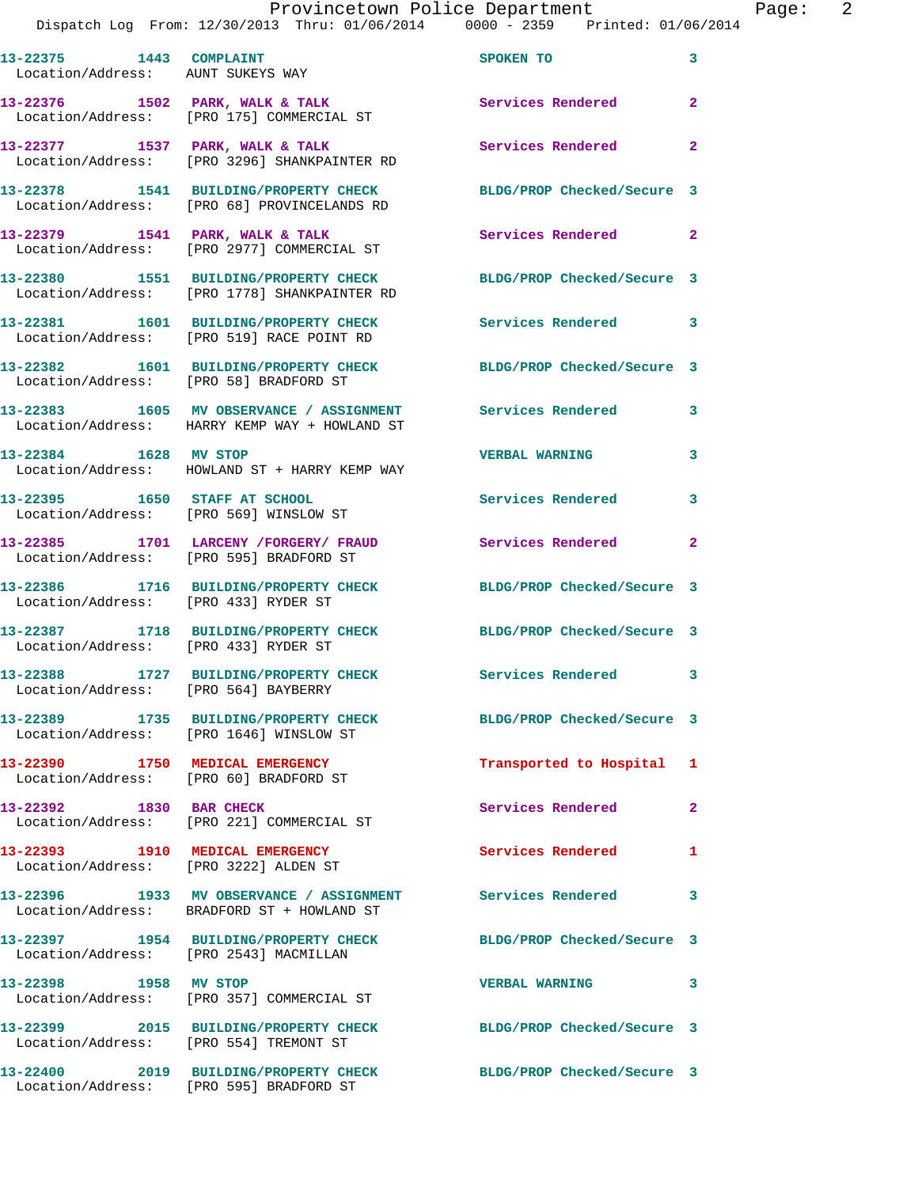13-22375 1443 COMPLAINT SPOKEN TO 3
Location/Address: AUNT SUKEYS WAY

13-22376 1502 PARK, WALK & TALK Services Rendered 2
Location/Address: [PRO 175] COMMERCIAL ST

13-22377 1537 PARK, WALK & TALK Services Rendered 2
Location/Address: [PRO 3296] SHANKPAINTER RD

13-22378 1541 BUILDING/PROPERTY CHECK BLDG/PROP Checked/Secure 3
Location/Address: [PRO 68] PROVINCELANDS RD

13-22379 1541 PARK, WALK & TALK Services Rendered 2
Location/Address: [PRO 2977] COMMERCIAL ST

13-22380 1551 BUILDING/PROPERTY CHECK BLDG/PROP Checked/Secure 3
Location/Address: [PRO 1778] SHANKPAINTER RD

13-22381 1601 BUILDING/PROPERTY CHECK Services Rendered 3
Location/Address: [PRO 519] RACE POINT RD

13-22382 1601 BUILDING/PROPERTY CHECK BLDG/PROP Checked/Secure 3
Location/Address: [PRO 58] BRADFORD ST

13-22383 1605 MV OBSERVANCE / ASSIGNMENT Services Rendered 3
Location/Address: HARRY KEMP WAY + HOWLAND ST

13-22384 1628 MV STOP VERBAL WARNING 3
Location/Address: HOWLAND ST + HARRY KEMP WAY

13-22395 1650 STAFF AT SCHOOL Services Rendered 3
Location/Address: [PRO 569] WINSLOW ST

13-22385 1701 LARCENY /FORGERY/ FRAUD Services Rendered 2
Location/Address: [PRO 595] BRADFORD ST

13-22386 1716 BUILDING/PROPERTY CHECK BLDG/PROP Checked/Secure 3
Location/Address: [PRO 433] RYDER ST

13-22387 1718 BUILDING/PROPERTY CHECK BLDG/PROP Checked/Secure 3
Location/Address: [PRO 433] RYDER ST

13-22388 1727 BUILDING/PROPERTY CHECK Services Rendered 3
Location/Address: [PRO 564] BAYBERRY

13-22389 1735 BUILDING/PROPERTY CHECK BLDG/PROP Checked/Secure 3
Location/Address: [PRO 1646] WINSLOW ST

13-22390 1750 MEDICAL EMERGENCY Transported to Hospital 1
Location/Address: [PRO 60] BRADFORD ST

13-22392 1830 BAR CHECK Services Rendered 2
Location/Address: [PRO 221] COMMERCIAL ST

13-22393 1910 MEDICAL EMERGENCY Services Rendered 1
Location/Address: [PRO 3222] ALDEN ST

13-22396 1933 MV OBSERVANCE / ASSIGNMENT Services Rendered 3
Location/Address: BRADFORD ST + HOWLAND ST

13-22397 1954 BUILDING/PROPERTY CHECK BLDG/PROP Checked/Secure 3
Location/Address: [PRO 2543] MACMILLAN

13-22398 1958 MV STOP VERBAL WARNING 3
Location/Address: [PRO 357] COMMERCIAL ST

13-22399 2015 BUILDING/PROPERTY CHECK BLDG/PROP Checked/Secure 3
Location/Address: [PRO 554] TREMONT ST

13-22400 2019 BUILDING/PROPERTY CHECK BLDG/PROP Checked/Secure 3
Location/Address: [PRO 595] BRADFORD ST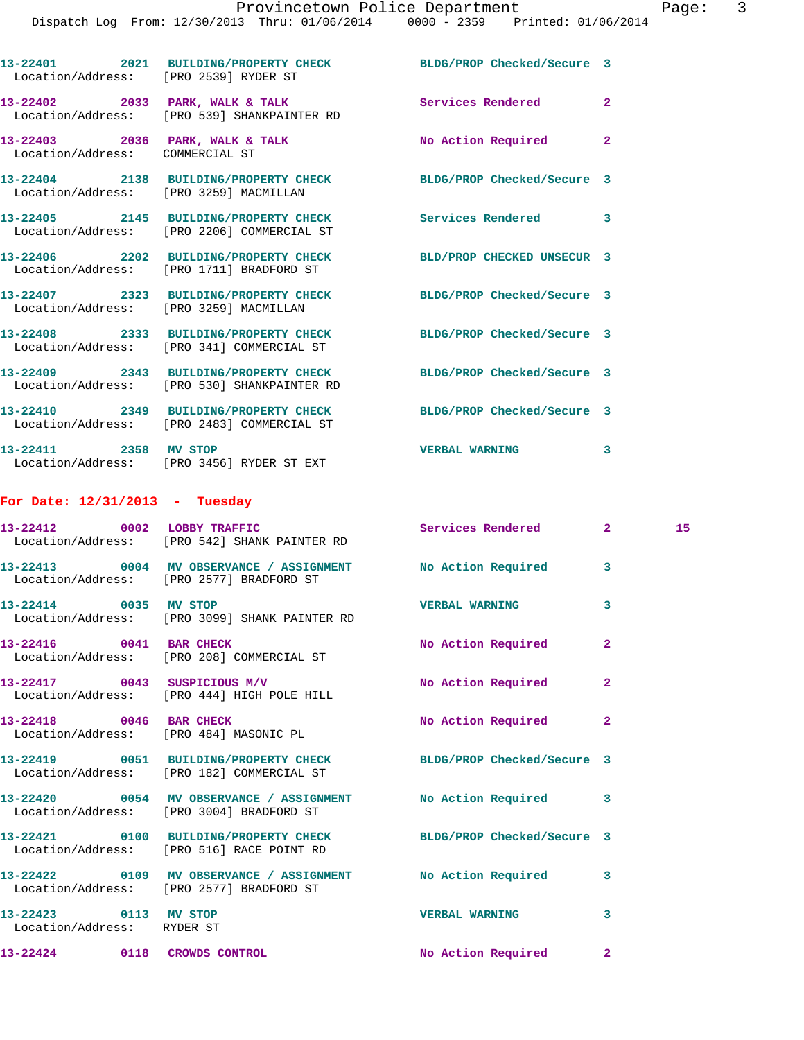13-22401 2021 BUILDING/PROPERTY CHECK BLDG/PROP Checked/Secure 3
Location/Address: [PRO 2539] RYDER ST

13-22402 2033 PARK, WALK & TALK Services Rendered 2
Location/Address: [PRO 539] SHANKPAINTER RD

13-22403 2036 PARK, WALK & TALK No Action Required 2
Location/Address: COMMERCIAL ST

13-22404 2138 BUILDING/PROPERTY CHECK BLDG/PROP Checked/Secure 3
Location/Address: [PRO 3259] MACMILLAN

13-22405 2145 BUILDING/PROPERTY CHECK Services Rendered 3
Location/Address: [PRO 2206] COMMERCIAL ST

13-22406 2202 BUILDING/PROPERTY CHECK BLD/PROP CHECKED UNSECUR 3
Location/Address: [PRO 1711] BRADFORD ST

13-22407 2323 BUILDING/PROPERTY CHECK BLDG/PROP Checked/Secure 3
Location/Address: [PRO 3259] MACMILLAN

13-22408 2333 BUILDING/PROPERTY CHECK BLDG/PROP Checked/Secure 3
Location/Address: [PRO 341] COMMERCIAL ST

13-22409 2343 BUILDING/PROPERTY CHECK BLDG/PROP Checked/Secure 3
Location/Address: [PRO 530] SHANKPAINTER RD

13-22410 2349 BUILDING/PROPERTY CHECK BLDG/PROP Checked/Secure 3
Location/Address: [PRO 2483] COMMERCIAL ST

13-22411 2358 MV STOP VERBAL WARNING 3
Location/Address: [PRO 3456] RYDER ST EXT

## For Date: 12/31/2013 - Tuesday

13-22412 0002 LOBBY TRAFFIC Services Rendered 2 15
Location/Address: [PRO 542] SHANK PAINTER RD

13-22413 0004 MV OBSERVANCE / ASSIGNMENT No Action Required 3
Location/Address: [PRO 2577] BRADFORD ST

13-22414 0035 MV STOP VERBAL WARNING 3
Location/Address: [PRO 3099] SHANK PAINTER RD

13-22416 0041 BAR CHECK No Action Required 2
Location/Address: [PRO 208] COMMERCIAL ST

13-22417 0043 SUSPICIOUS M/V No Action Required 2
Location/Address: [PRO 444] HIGH POLE HILL

13-22418 0046 BAR CHECK No Action Required 2
Location/Address: [PRO 484] MASONIC PL

13-22419 0051 BUILDING/PROPERTY CHECK BLDG/PROP Checked/Secure 3
Location/Address: [PRO 182] COMMERCIAL ST

13-22420 0054 MV OBSERVANCE / ASSIGNMENT No Action Required 3
Location/Address: [PRO 3004] BRADFORD ST

13-22421 0100 BUILDING/PROPERTY CHECK BLDG/PROP Checked/Secure 3
Location/Address: [PRO 516] RACE POINT RD

13-22422 0109 MV OBSERVANCE / ASSIGNMENT No Action Required 3
Location/Address: [PRO 2577] BRADFORD ST

13-22423 0113 MV STOP VERBAL WARNING 3
Location/Address: RYDER ST

13-22424 0118 CROWDS CONTROL No Action Required 2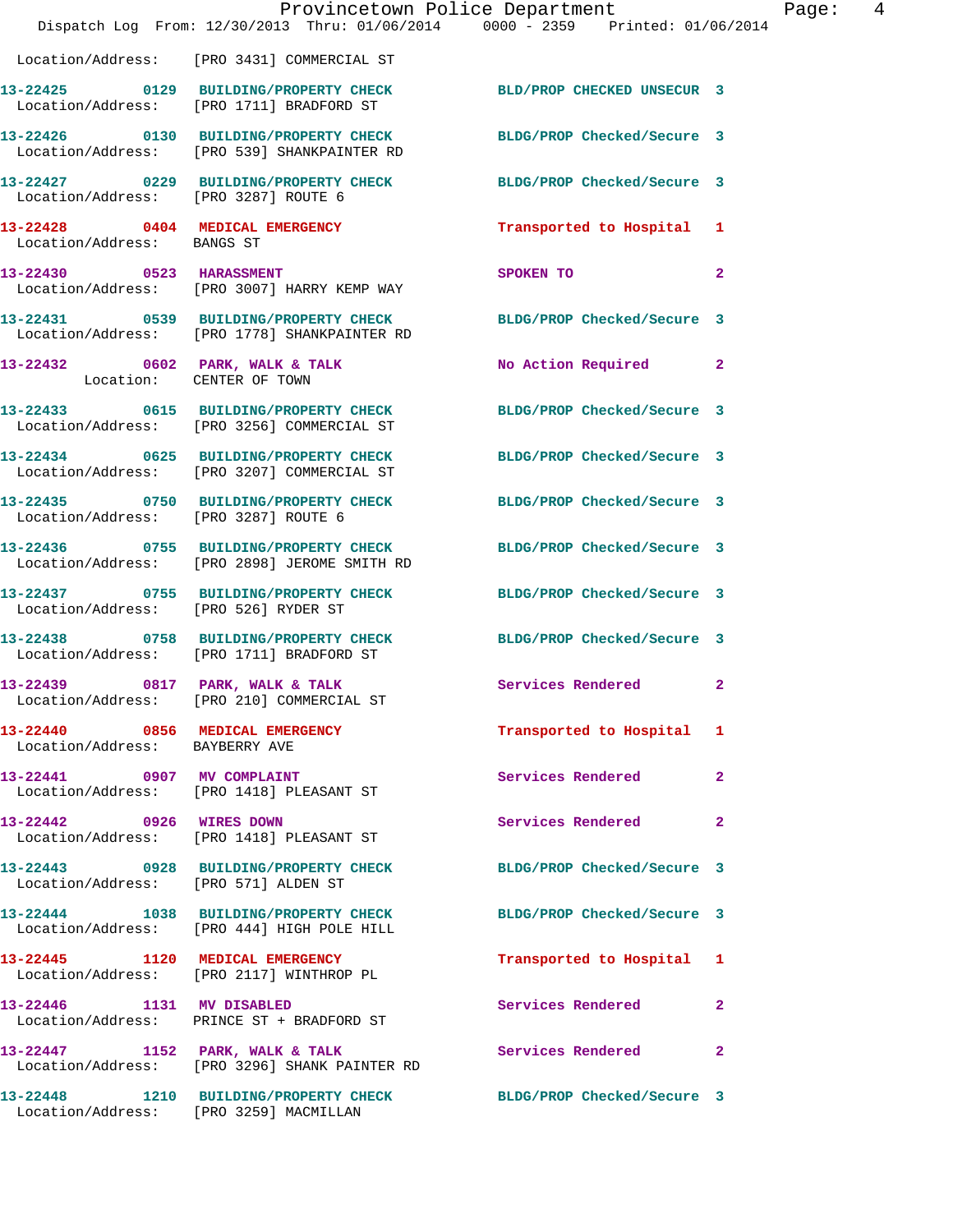Location/Address: [PRO 3431] COMMERCIAL ST

**13-22425 0129 BUILDING/PROPERTY CHECK** BLD/PROP CHECKED UNSECUR 3
Location/Address: [PRO 1711] BRADFORD ST

**13-22426 0130 BUILDING/PROPERTY CHECK** BLDG/PROP Checked/Secure 3
Location/Address: [PRO 539] SHANKPAINTER RD

**13-22427 0229 BUILDING/PROPERTY CHECK** BLDG/PROP Checked/Secure 3
Location/Address: [PRO 3287] ROUTE 6

**13-22428 0404 MEDICAL EMERGENCY** Transported to Hospital 1
Location/Address: BANGS ST

**13-22430 0523 HARASSMENT** SPOKEN TO 2
Location/Address: [PRO 3007] HARRY KEMP WAY

**13-22431 0539 BUILDING/PROPERTY CHECK** BLDG/PROP Checked/Secure 3
Location/Address: [PRO 1778] SHANKPAINTER RD

**13-22432 0602 PARK, WALK & TALK** No Action Required 2
Location: CENTER OF TOWN

**13-22433 0615 BUILDING/PROPERTY CHECK** BLDG/PROP Checked/Secure 3
Location/Address: [PRO 3256] COMMERCIAL ST

**13-22434 0625 BUILDING/PROPERTY CHECK** BLDG/PROP Checked/Secure 3
Location/Address: [PRO 3207] COMMERCIAL ST

**13-22435 0750 BUILDING/PROPERTY CHECK** BLDG/PROP Checked/Secure 3
Location/Address: [PRO 3287] ROUTE 6

**13-22436 0755 BUILDING/PROPERTY CHECK** BLDG/PROP Checked/Secure 3
Location/Address: [PRO 2898] JEROME SMITH RD

**13-22437 0755 BUILDING/PROPERTY CHECK** BLDG/PROP Checked/Secure 3
Location/Address: [PRO 526] RYDER ST

**13-22438 0758 BUILDING/PROPERTY CHECK** BLDG/PROP Checked/Secure 3
Location/Address: [PRO 1711] BRADFORD ST

**13-22439 0817 PARK, WALK & TALK** Services Rendered 2
Location/Address: [PRO 210] COMMERCIAL ST

**13-22440 0856 MEDICAL EMERGENCY** Transported to Hospital 1
Location/Address: BAYBERRY AVE

**13-22441 0907 MV COMPLAINT** Services Rendered 2
Location/Address: [PRO 1418] PLEASANT ST

**13-22442 0926 WIRES DOWN** Services Rendered 2
Location/Address: [PRO 1418] PLEASANT ST

**13-22443 0928 BUILDING/PROPERTY CHECK** BLDG/PROP Checked/Secure 3
Location/Address: [PRO 571] ALDEN ST

**13-22444 1038 BUILDING/PROPERTY CHECK** BLDG/PROP Checked/Secure 3
Location/Address: [PRO 444] HIGH POLE HILL

**13-22445 1120 MEDICAL EMERGENCY** Transported to Hospital 1
Location/Address: [PRO 2117] WINTHROP PL

**13-22446 1131 MV DISABLED** Services Rendered 2
Location/Address: PRINCE ST + BRADFORD ST

**13-22447 1152 PARK, WALK & TALK** Services Rendered 2
Location/Address: [PRO 3296] SHANK PAINTER RD

**13-22448 1210 BUILDING/PROPERTY CHECK** BLDG/PROP Checked/Secure 3
Location/Address: [PRO 3259] MACMILLAN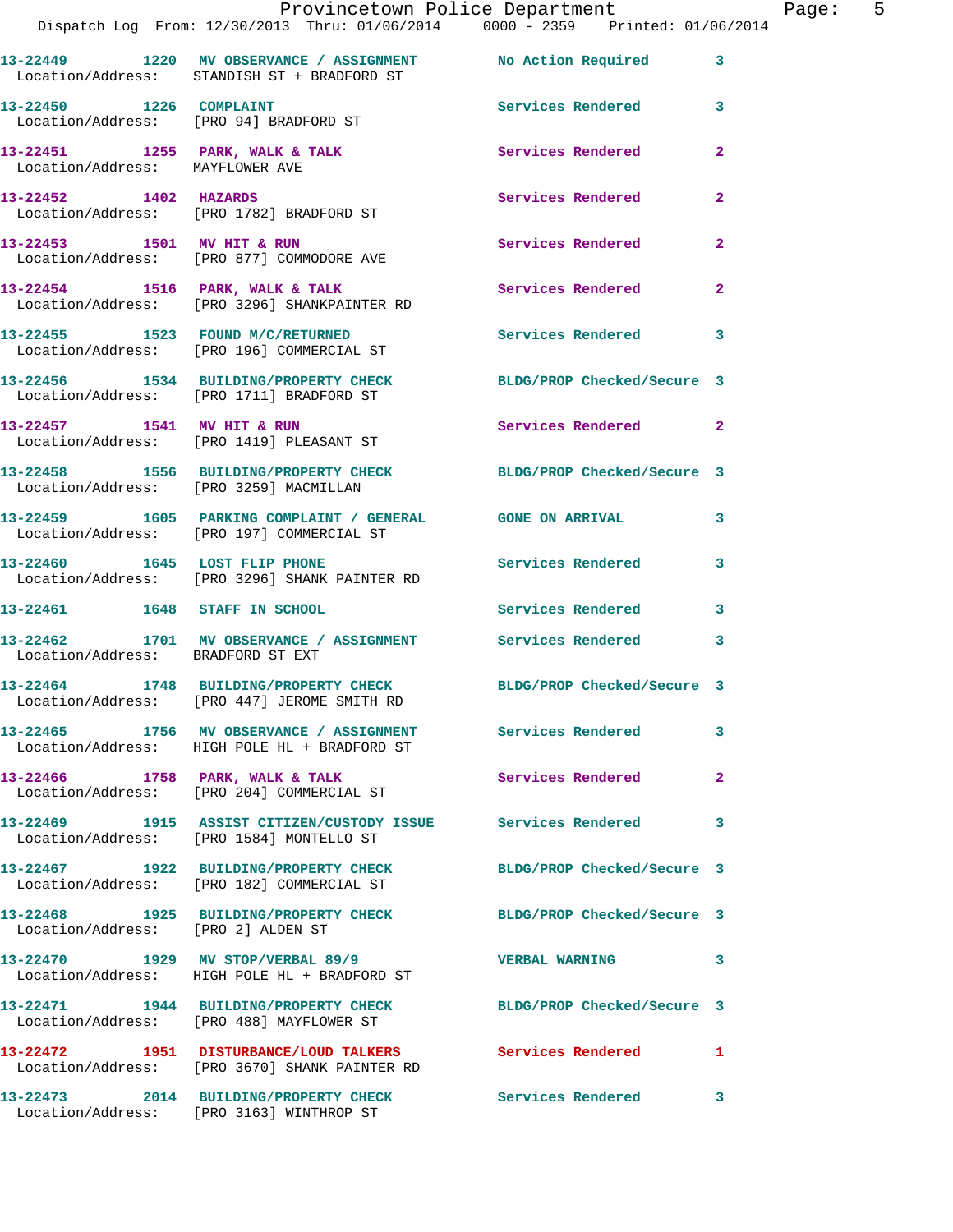13-22449 1220 MV OBSERVANCE / ASSIGNMENT No Action Required 3
Location/Address: STANDISH ST + BRADFORD ST

13-22450 1226 COMPLAINT Services Rendered 3
Location/Address: [PRO 94] BRADFORD ST

13-22451 1255 PARK, WALK & TALK Services Rendered 2
Location/Address: MAYFLOWER AVE

13-22452 1402 HAZARDS Services Rendered 2
Location/Address: [PRO 1782] BRADFORD ST

13-22453 1501 MV HIT & RUN Services Rendered 2
Location/Address: [PRO 877] COMMODORE AVE

13-22454 1516 PARK, WALK & TALK Services Rendered 2
Location/Address: [PRO 3296] SHANKPAINTER RD

13-22455 1523 FOUND M/C/RETURNED Services Rendered 3
Location/Address: [PRO 196] COMMERCIAL ST

13-22456 1534 BUILDING/PROPERTY CHECK BLDG/PROP Checked/Secure 3
Location/Address: [PRO 1711] BRADFORD ST

13-22457 1541 MV HIT & RUN Services Rendered 2
Location/Address: [PRO 1419] PLEASANT ST

13-22458 1556 BUILDING/PROPERTY CHECK BLDG/PROP Checked/Secure 3
Location/Address: [PRO 3259] MACMILLAN

13-22459 1605 PARKING COMPLAINT / GENERAL GONE ON ARRIVAL 3
Location/Address: [PRO 197] COMMERCIAL ST

13-22460 1645 LOST FLIP PHONE Services Rendered 3
Location/Address: [PRO 3296] SHANK PAINTER RD

13-22461 1648 STAFF IN SCHOOL Services Rendered 3

13-22462 1701 MV OBSERVANCE / ASSIGNMENT Services Rendered 3
Location/Address: BRADFORD ST EXT

13-22464 1748 BUILDING/PROPERTY CHECK BLDG/PROP Checked/Secure 3
Location/Address: [PRO 447] JEROME SMITH RD

13-22465 1756 MV OBSERVANCE / ASSIGNMENT Services Rendered 3
Location/Address: HIGH POLE HL + BRADFORD ST

13-22466 1758 PARK, WALK & TALK Services Rendered 2
Location/Address: [PRO 204] COMMERCIAL ST

13-22469 1915 ASSIST CITIZEN/CUSTODY ISSUE Services Rendered 3
Location/Address: [PRO 1584] MONTELLO ST

13-22467 1922 BUILDING/PROPERTY CHECK BLDG/PROP Checked/Secure 3
Location/Address: [PRO 182] COMMERCIAL ST

13-22468 1925 BUILDING/PROPERTY CHECK BLDG/PROP Checked/Secure 3
Location/Address: [PRO 2] ALDEN ST

13-22470 1929 MV STOP/VERBAL 89/9 VERBAL WARNING 3
Location/Address: HIGH POLE HL + BRADFORD ST

13-22471 1944 BUILDING/PROPERTY CHECK BLDG/PROP Checked/Secure 3
Location/Address: [PRO 488] MAYFLOWER ST

13-22472 1951 DISTURBANCE/LOUD TALKERS Services Rendered 1
Location/Address: [PRO 3670] SHANK PAINTER RD

13-22473 2014 BUILDING/PROPERTY CHECK Services Rendered 3
Location/Address: [PRO 3163] WINTHROP ST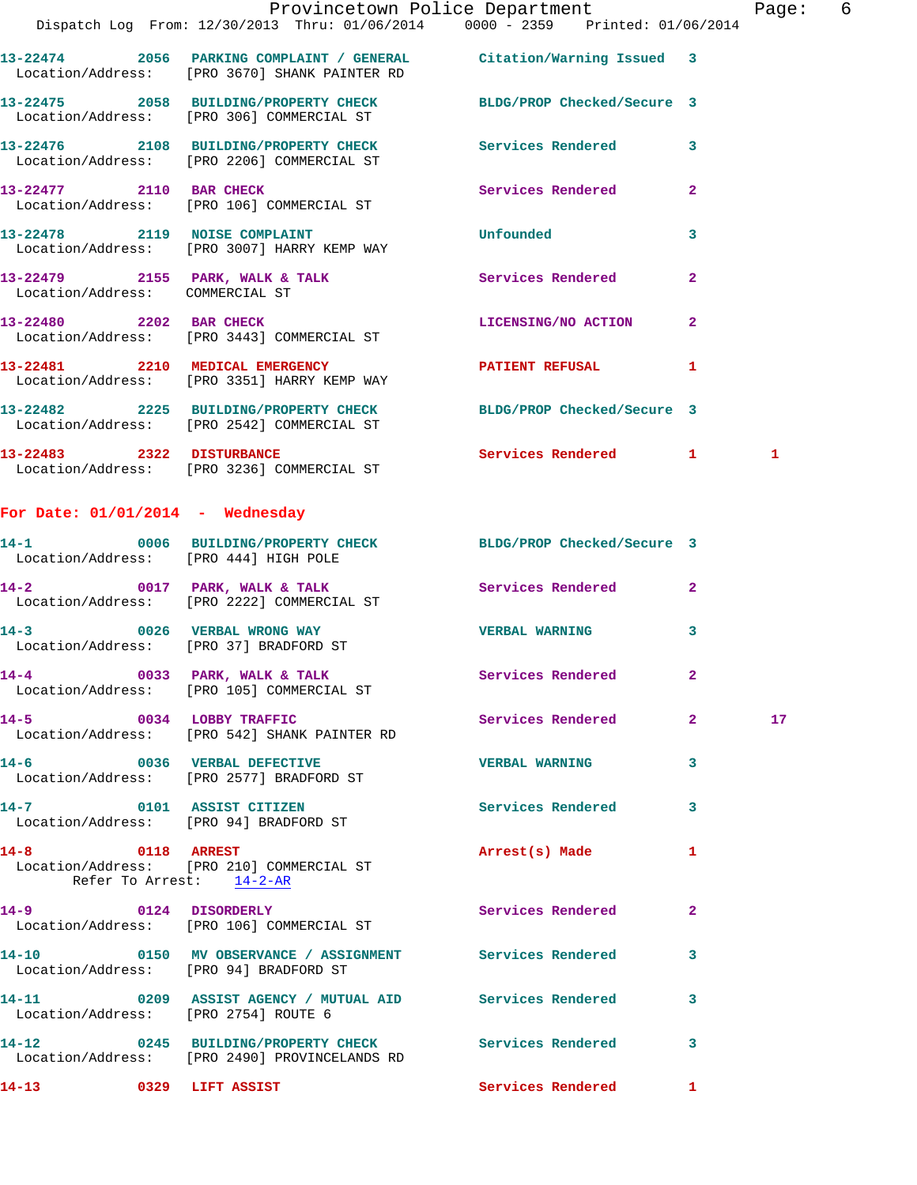13-22474 2056 PARKING COMPLAINT / GENERAL Citation/Warning Issued 3
Location/Address: [PRO 3670] SHANK PAINTER RD

13-22475 2058 BUILDING/PROPERTY CHECK BLDG/PROP Checked/Secure 3
Location/Address: [PRO 306] COMMERCIAL ST

13-22476 2108 BUILDING/PROPERTY CHECK Services Rendered 3
Location/Address: [PRO 2206] COMMERCIAL ST

13-22477 2110 BAR CHECK Services Rendered 2
Location/Address: [PRO 106] COMMERCIAL ST

13-22478 2119 NOISE COMPLAINT Unfounded 3
Location/Address: [PRO 3007] HARRY KEMP WAY

13-22479 2155 PARK, WALK & TALK Services Rendered 2
Location/Address: COMMERCIAL ST

13-22480 2202 BAR CHECK LICENSING/NO ACTION 2
Location/Address: [PRO 3443] COMMERCIAL ST

13-22481 2210 MEDICAL EMERGENCY PATIENT REFUSAL 1
Location/Address: [PRO 3351] HARRY KEMP WAY

13-22482 2225 BUILDING/PROPERTY CHECK BLDG/PROP Checked/Secure 3
Location/Address: [PRO 2542] COMMERCIAL ST

13-22483 2322 DISTURBANCE Services Rendered 1 1
Location/Address: [PRO 3236] COMMERCIAL ST

**For Date: 01/01/2014 - Wednesday**

14-1 0006 BUILDING/PROPERTY CHECK BLDG/PROP Checked/Secure 3
Location/Address: [PRO 444] HIGH POLE

14-2 0017 PARK, WALK & TALK Services Rendered 2
Location/Address: [PRO 2222] COMMERCIAL ST

14-3 0026 VERBAL WRONG WAY VERBAL WARNING 3
Location/Address: [PRO 37] BRADFORD ST

14-4 0033 PARK, WALK & TALK Services Rendered 2
Location/Address: [PRO 105] COMMERCIAL ST

14-5 0034 LOBBY TRAFFIC Services Rendered 2 17
Location/Address: [PRO 542] SHANK PAINTER RD

14-6 0036 VERBAL DEFECTIVE VERBAL WARNING 3
Location/Address: [PRO 2577] BRADFORD ST

14-7 0101 ASSIST CITIZEN Services Rendered 3
Location/Address: [PRO 94] BRADFORD ST

14-8 0118 ARREST Arrest(s) Made 1
Location/Address: [PRO 210] COMMERCIAL ST
Refer To Arrest: 14-2-AR

14-9 0124 DISORDERLY Services Rendered 2
Location/Address: [PRO 106] COMMERCIAL ST

14-10 0150 MV OBSERVANCE / ASSIGNMENT Services Rendered 3
Location/Address: [PRO 94] BRADFORD ST

14-11 0209 ASSIST AGENCY / MUTUAL AID Services Rendered 3
Location/Address: [PRO 2754] ROUTE 6

14-12 0245 BUILDING/PROPERTY CHECK Services Rendered 3
Location/Address: [PRO 2490] PROVINCELANDS RD

14-13 0329 LIFT ASSIST Services Rendered 1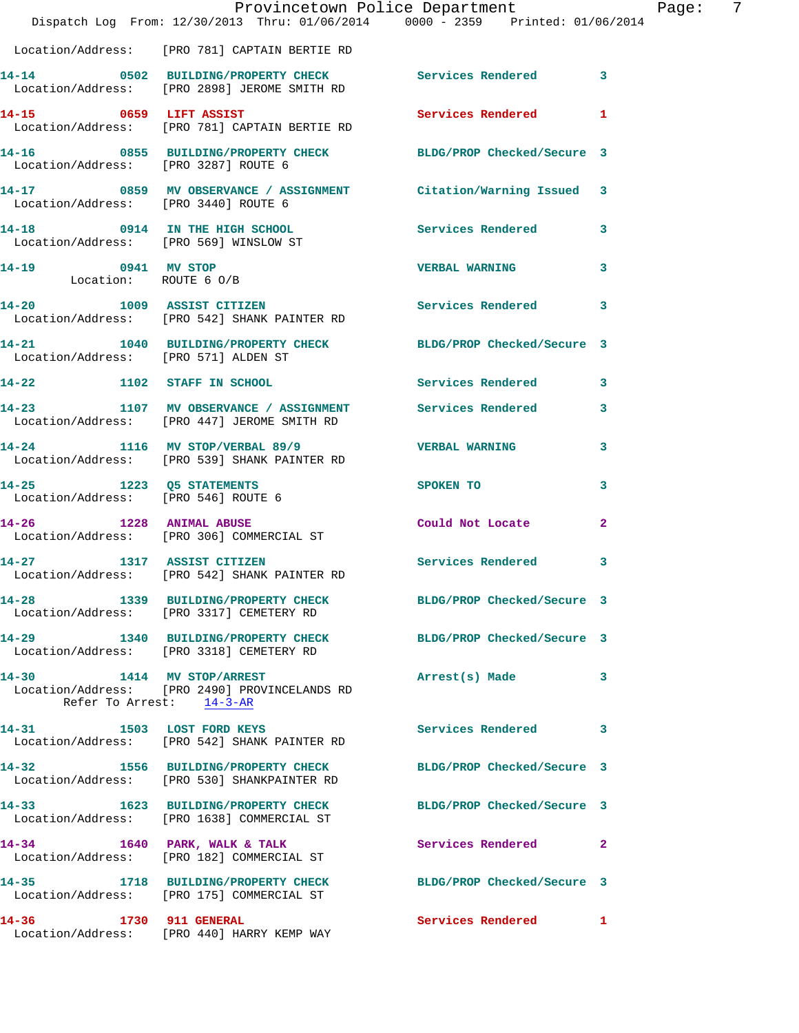Location/Address: [PRO 781] CAPTAIN BERTIE RD

**14-14** 0502 BUILDING/PROPERTY CHECK — Services Rendered 3
Location/Address: [PRO 2898] JEROME SMITH RD

**14-15** 0659 LIFT ASSIST — Services Rendered 1
Location/Address: [PRO 781] CAPTAIN BERTIE RD

**14-16** 0855 BUILDING/PROPERTY CHECK — BLDG/PROP Checked/Secure 3
Location/Address: [PRO 3287] ROUTE 6

**14-17** 0859 MV OBSERVANCE / ASSIGNMENT — Citation/Warning Issued 3
Location/Address: [PRO 3440] ROUTE 6

**14-18** 0914 IN THE HIGH SCHOOL — Services Rendered 3
Location/Address: [PRO 569] WINSLOW ST

**14-19** 0941 MV STOP — VERBAL WARNING 3
Location: ROUTE 6 O/B

**14-20** 1009 ASSIST CITIZEN — Services Rendered 3
Location/Address: [PRO 542] SHANK PAINTER RD

**14-21** 1040 BUILDING/PROPERTY CHECK — BLDG/PROP Checked/Secure 3
Location/Address: [PRO 571] ALDEN ST

**14-22** 1102 STAFF IN SCHOOL — Services Rendered 3

**14-23** 1107 MV OBSERVANCE / ASSIGNMENT — Services Rendered 3
Location/Address: [PRO 447] JEROME SMITH RD

**14-24** 1116 MV STOP/VERBAL 89/9 — VERBAL WARNING 3
Location/Address: [PRO 539] SHANK PAINTER RD

**14-25** 1223 Q5 STATEMENTS — SPOKEN TO 3
Location/Address: [PRO 546] ROUTE 6

**14-26** 1228 ANIMAL ABUSE — Could Not Locate 2
Location/Address: [PRO 306] COMMERCIAL ST

**14-27** 1317 ASSIST CITIZEN — Services Rendered 3
Location/Address: [PRO 542] SHANK PAINTER RD

**14-28** 1339 BUILDING/PROPERTY CHECK — BLDG/PROP Checked/Secure 3
Location/Address: [PRO 3317] CEMETERY RD

**14-29** 1340 BUILDING/PROPERTY CHECK — BLDG/PROP Checked/Secure 3
Location/Address: [PRO 3318] CEMETERY RD

**14-30** 1414 MV STOP/ARREST — Arrest(s) Made 3
Location/Address: [PRO 2490] PROVINCELANDS RD
Refer To Arrest: 14-3-AR

**14-31** 1503 LOST FORD KEYS — Services Rendered 3
Location/Address: [PRO 542] SHANK PAINTER RD

**14-32** 1556 BUILDING/PROPERTY CHECK — BLDG/PROP Checked/Secure 3
Location/Address: [PRO 530] SHANKPAINTER RD

**14-33** 1623 BUILDING/PROPERTY CHECK — BLDG/PROP Checked/Secure 3
Location/Address: [PRO 1638] COMMERCIAL ST

**14-34** 1640 PARK, WALK & TALK — Services Rendered 2
Location/Address: [PRO 182] COMMERCIAL ST

**14-35** 1718 BUILDING/PROPERTY CHECK — BLDG/PROP Checked/Secure 3
Location/Address: [PRO 175] COMMERCIAL ST

**14-36** 1730 911 GENERAL — Services Rendered 1
Location/Address: [PRO 440] HARRY KEMP WAY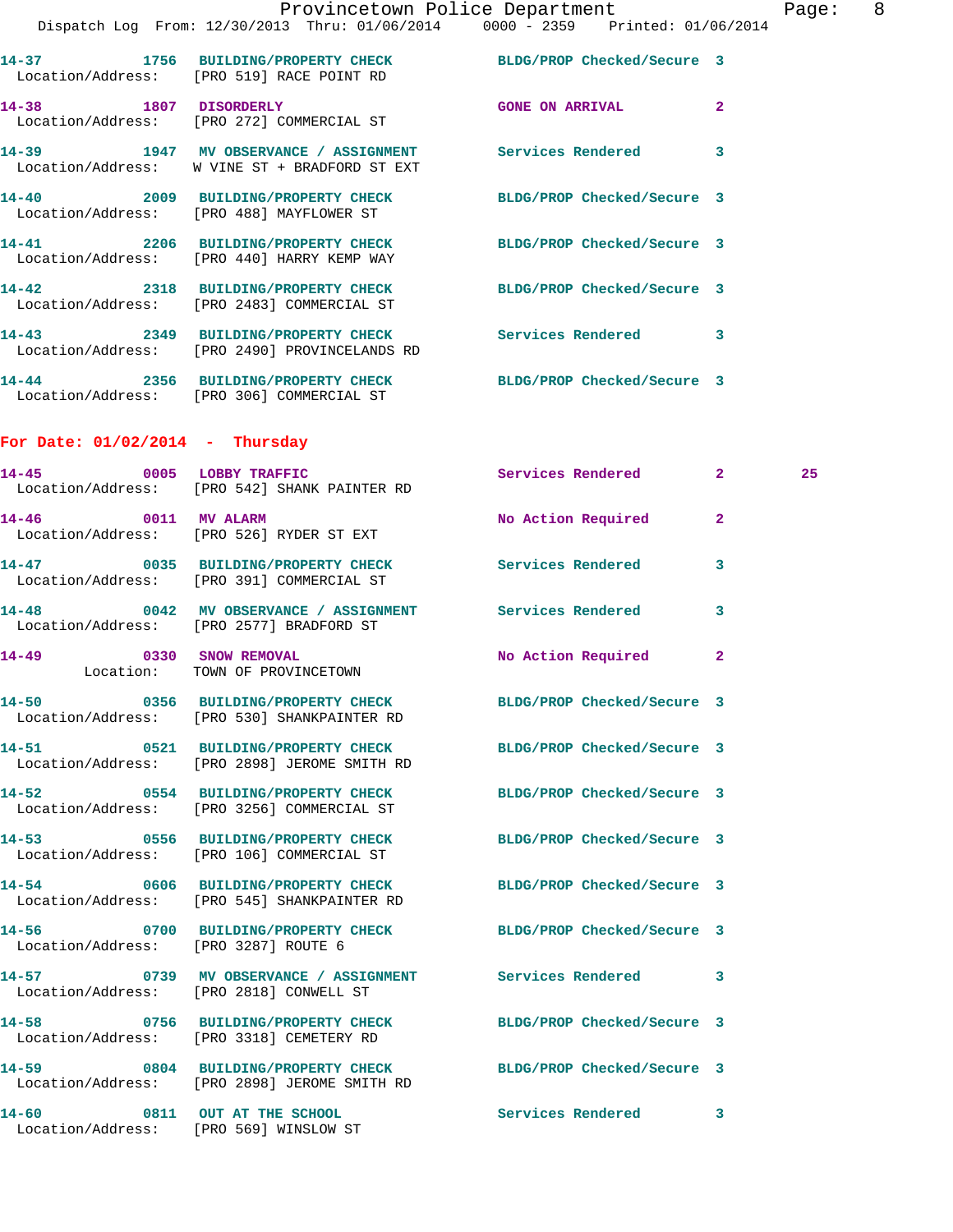14-37 1756 BUILDING/PROPERTY CHECK BLDG/PROP Checked/Secure 3
Location/Address: [PRO 519] RACE POINT RD

14-38 1807 DISORDERLY GONE ON ARRIVAL 2
Location/Address: [PRO 272] COMMERCIAL ST

14-39 1947 MV OBSERVANCE / ASSIGNMENT Services Rendered 3
Location/Address: W VINE ST + BRADFORD ST EXT

14-40 2009 BUILDING/PROPERTY CHECK BLDG/PROP Checked/Secure 3
Location/Address: [PRO 488] MAYFLOWER ST

14-41 2206 BUILDING/PROPERTY CHECK BLDG/PROP Checked/Secure 3
Location/Address: [PRO 440] HARRY KEMP WAY

14-42 2318 BUILDING/PROPERTY CHECK BLDG/PROP Checked/Secure 3
Location/Address: [PRO 2483] COMMERCIAL ST

14-43 2349 BUILDING/PROPERTY CHECK Services Rendered 3
Location/Address: [PRO 2490] PROVINCELANDS RD

14-44 2356 BUILDING/PROPERTY CHECK BLDG/PROP Checked/Secure 3
Location/Address: [PRO 306] COMMERCIAL ST

## For Date: 01/02/2014 - Thursday

14-45 0005 LOBBY TRAFFIC Services Rendered 2 25
Location/Address: [PRO 542] SHANK PAINTER RD

14-46 0011 MV ALARM No Action Required 2
Location/Address: [PRO 526] RYDER ST EXT

14-47 0035 BUILDING/PROPERTY CHECK Services Rendered 3
Location/Address: [PRO 391] COMMERCIAL ST

14-48 0042 MV OBSERVANCE / ASSIGNMENT Services Rendered 3
Location/Address: [PRO 2577] BRADFORD ST

14-49 0330 SNOW REMOVAL No Action Required 2
Location: TOWN OF PROVINCETOWN

14-50 0356 BUILDING/PROPERTY CHECK BLDG/PROP Checked/Secure 3
Location/Address: [PRO 530] SHANKPAINTER RD

14-51 0521 BUILDING/PROPERTY CHECK BLDG/PROP Checked/Secure 3
Location/Address: [PRO 2898] JEROME SMITH RD

14-52 0554 BUILDING/PROPERTY CHECK BLDG/PROP Checked/Secure 3
Location/Address: [PRO 3256] COMMERCIAL ST

14-53 0556 BUILDING/PROPERTY CHECK BLDG/PROP Checked/Secure 3
Location/Address: [PRO 106] COMMERCIAL ST

14-54 0606 BUILDING/PROPERTY CHECK BLDG/PROP Checked/Secure 3
Location/Address: [PRO 545] SHANKPAINTER RD

14-56 0700 BUILDING/PROPERTY CHECK BLDG/PROP Checked/Secure 3
Location/Address: [PRO 3287] ROUTE 6

14-57 0739 MV OBSERVANCE / ASSIGNMENT Services Rendered 3
Location/Address: [PRO 2818] CONWELL ST

14-58 0756 BUILDING/PROPERTY CHECK BLDG/PROP Checked/Secure 3
Location/Address: [PRO 3318] CEMETERY RD

14-59 0804 BUILDING/PROPERTY CHECK BLDG/PROP Checked/Secure 3
Location/Address: [PRO 2898] JEROME SMITH RD

14-60 0811 OUT AT THE SCHOOL Services Rendered 3
Location/Address: [PRO 569] WINSLOW ST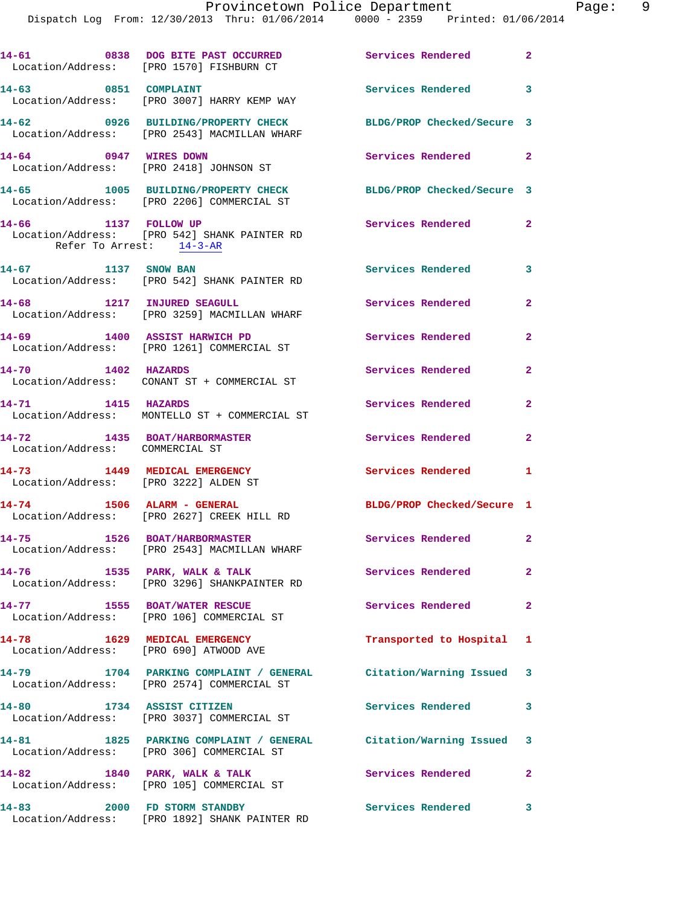14-61 0838 **DOG BITE PAST OCCURRED** Services Rendered 2
Location/Address: [PRO 1570] FISHBURN CT

14-63 0851 **COMPLAINT** Services Rendered 3
Location/Address: [PRO 3007] HARRY KEMP WAY

14-62 0926 **BUILDING/PROPERTY CHECK** BLDG/PROP Checked/Secure 3
Location/Address: [PRO 2543] MACMILLAN WHARF

14-64 0947 **WIRES DOWN** Services Rendered 2
Location/Address: [PRO 2418] JOHNSON ST

14-65 1005 **BUILDING/PROPERTY CHECK** BLDG/PROP Checked/Secure 3
Location/Address: [PRO 2206] COMMERCIAL ST

14-66 1137 **FOLLOW UP** Services Rendered 2
Location/Address: [PRO 542] SHANK PAINTER RD
Refer To Arrest: 14-3-AR

14-67 1137 **SNOW BAN** Services Rendered 3
Location/Address: [PRO 542] SHANK PAINTER RD

14-68 1217 **INJURED SEAGULL** Services Rendered 2
Location/Address: [PRO 3259] MACMILLAN WHARF

14-69 1400 **ASSIST HARWICH PD** Services Rendered 2
Location/Address: [PRO 1261] COMMERCIAL ST

14-70 1402 **HAZARDS** Services Rendered 2
Location/Address: CONANT ST + COMMERCIAL ST

14-71 1415 **HAZARDS** Services Rendered 2
Location/Address: MONTELLO ST + COMMERCIAL ST

14-72 1435 **BOAT/HARBORMASTER** Services Rendered 2
Location/Address: COMMERCIAL ST

14-73 1449 **MEDICAL EMERGENCY** Services Rendered 1
Location/Address: [PRO 3222] ALDEN ST

14-74 1506 **ALARM - GENERAL** BLDG/PROP Checked/Secure 1
Location/Address: [PRO 2627] CREEK HILL RD

14-75 1526 **BOAT/HARBORMASTER** Services Rendered 2
Location/Address: [PRO 2543] MACMILLAN WHARF

14-76 1535 **PARK, WALK & TALK** Services Rendered 2
Location/Address: [PRO 3296] SHANKPAINTER RD

14-77 1555 **BOAT/WATER RESCUE** Services Rendered 2
Location/Address: [PRO 106] COMMERCIAL ST

14-78 1629 **MEDICAL EMERGENCY** Transported to Hospital 1
Location/Address: [PRO 690] ATWOOD AVE

14-79 1704 **PARKING COMPLAINT / GENERAL** Citation/Warning Issued 3
Location/Address: [PRO 2574] COMMERCIAL ST

14-80 1734 **ASSIST CITIZEN** Services Rendered 3
Location/Address: [PRO 3037] COMMERCIAL ST

14-81 1825 **PARKING COMPLAINT / GENERAL** Citation/Warning Issued 3
Location/Address: [PRO 306] COMMERCIAL ST

14-82 1840 **PARK, WALK & TALK** Services Rendered 2
Location/Address: [PRO 105] COMMERCIAL ST

14-83 2000 **FD STORM STANDBY** Services Rendered 3
Location/Address: [PRO 1892] SHANK PAINTER RD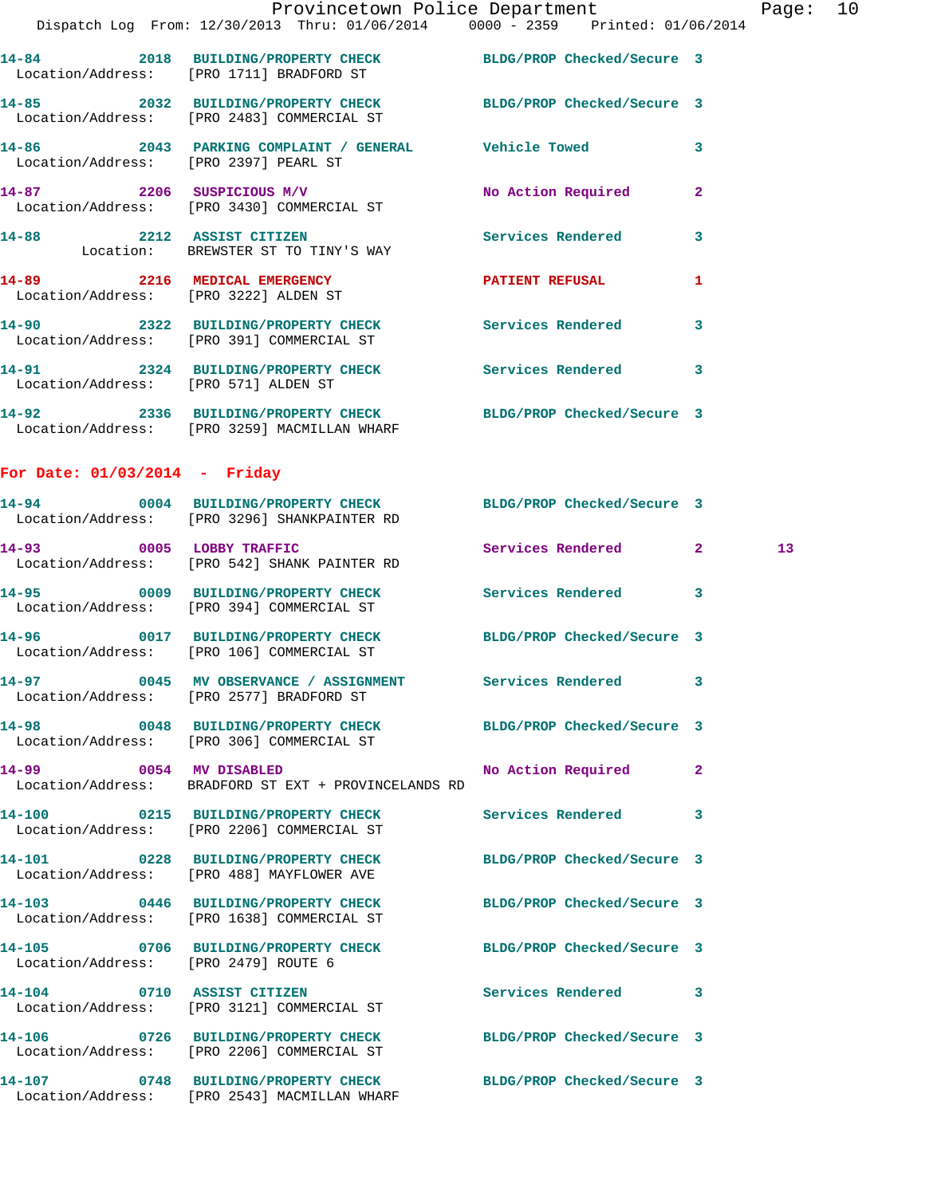**14-84** 2018 **BUILDING/PROPERTY CHECK** BLDG/PROP Checked/Secure 3
Location/Address: [PRO 1711] BRADFORD ST

**14-85** 2032 **BUILDING/PROPERTY CHECK** BLDG/PROP Checked/Secure 3
Location/Address: [PRO 2483] COMMERCIAL ST

**14-86** 2043 **PARKING COMPLAINT / GENERAL** Vehicle Towed 3
Location/Address: [PRO 2397] PEARL ST

**14-87** 2206 **SUSPICIOUS M/V** No Action Required 2
Location/Address: [PRO 3430] COMMERCIAL ST

**14-88** 2212 **ASSIST CITIZEN** Services Rendered 3
Location: BREWSTER ST TO TINY'S WAY

**14-89** 2216 **MEDICAL EMERGENCY** PATIENT REFUSAL 1
Location/Address: [PRO 3222] ALDEN ST

**14-90** 2322 **BUILDING/PROPERTY CHECK** Services Rendered 3
Location/Address: [PRO 391] COMMERCIAL ST

**14-91** 2324 **BUILDING/PROPERTY CHECK** Services Rendered 3
Location/Address: [PRO 571] ALDEN ST

**14-92** 2336 **BUILDING/PROPERTY CHECK** BLDG/PROP Checked/Secure 3
Location/Address: [PRO 3259] MACMILLAN WHARF

## For Date: 01/03/2014 - Friday

**14-94** 0004 **BUILDING/PROPERTY CHECK** BLDG/PROP Checked/Secure 3
Location/Address: [PRO 3296] SHANKPAINTER RD

**14-93** 0005 **LOBBY TRAFFIC** Services Rendered 2 13
Location/Address: [PRO 542] SHANK PAINTER RD

**14-95** 0009 **BUILDING/PROPERTY CHECK** Services Rendered 3
Location/Address: [PRO 394] COMMERCIAL ST

**14-96** 0017 **BUILDING/PROPERTY CHECK** BLDG/PROP Checked/Secure 3
Location/Address: [PRO 106] COMMERCIAL ST

**14-97** 0045 **MV OBSERVANCE / ASSIGNMENT** Services Rendered 3
Location/Address: [PRO 2577] BRADFORD ST

**14-98** 0048 **BUILDING/PROPERTY CHECK** BLDG/PROP Checked/Secure 3
Location/Address: [PRO 306] COMMERCIAL ST

**14-99** 0054 **MV DISABLED** No Action Required 2
Location/Address: BRADFORD ST EXT + PROVINCELANDS RD

**14-100** 0215 **BUILDING/PROPERTY CHECK** Services Rendered 3
Location/Address: [PRO 2206] COMMERCIAL ST

**14-101** 0228 **BUILDING/PROPERTY CHECK** BLDG/PROP Checked/Secure 3
Location/Address: [PRO 488] MAYFLOWER AVE

**14-103** 0446 **BUILDING/PROPERTY CHECK** BLDG/PROP Checked/Secure 3
Location/Address: [PRO 1638] COMMERCIAL ST

**14-105** 0706 **BUILDING/PROPERTY CHECK** BLDG/PROP Checked/Secure 3
Location/Address: [PRO 2479] ROUTE 6

**14-104** 0710 **ASSIST CITIZEN** Services Rendered 3
Location/Address: [PRO 3121] COMMERCIAL ST

**14-106** 0726 **BUILDING/PROPERTY CHECK** BLDG/PROP Checked/Secure 3
Location/Address: [PRO 2206] COMMERCIAL ST

**14-107** 0748 **BUILDING/PROPERTY CHECK** BLDG/PROP Checked/Secure 3
Location/Address: [PRO 2543] MACMILLAN WHARF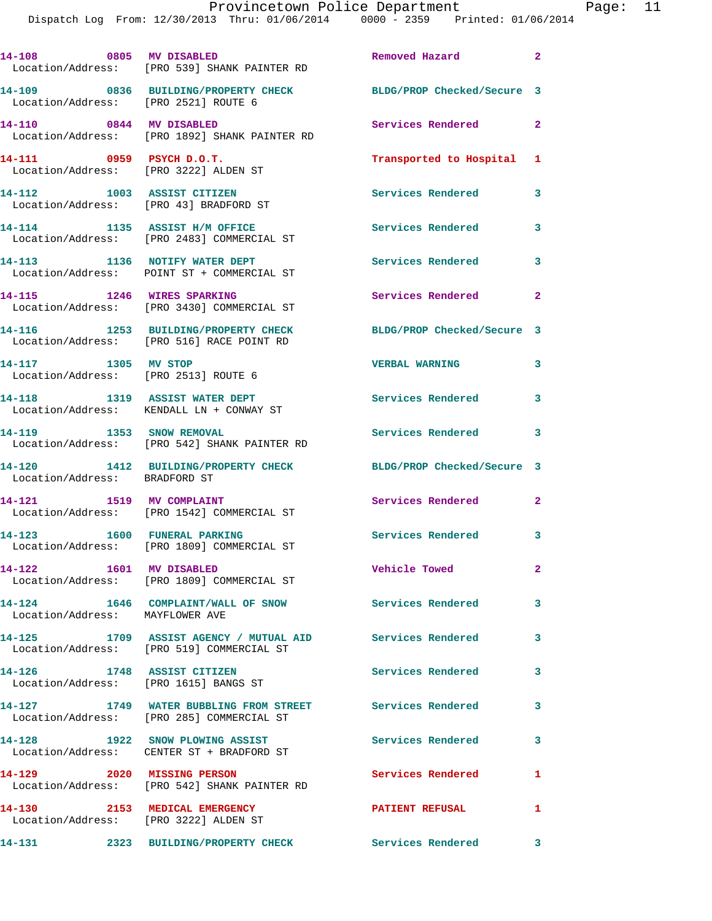14-108 0805 MV DISABLED Removed Hazard 2
Location/Address: [PRO 539] SHANK PAINTER RD

14-109 0836 BUILDING/PROPERTY CHECK BLDG/PROP Checked/Secure 3
Location/Address: [PRO 2521] ROUTE 6

14-110 0844 MV DISABLED Services Rendered 2
Location/Address: [PRO 1892] SHANK PAINTER RD

14-111 0959 PSYCH D.O.T. Transported to Hospital 1
Location/Address: [PRO 3222] ALDEN ST

14-112 1003 ASSIST CITIZEN Services Rendered 3
Location/Address: [PRO 43] BRADFORD ST

14-114 1135 ASSIST H/M OFFICE Services Rendered 3
Location/Address: [PRO 2483] COMMERCIAL ST

14-113 1136 NOTIFY WATER DEPT Services Rendered 3
Location/Address: POINT ST + COMMERCIAL ST

14-115 1246 WIRES SPARKING Services Rendered 2
Location/Address: [PRO 3430] COMMERCIAL ST

14-116 1253 BUILDING/PROPERTY CHECK BLDG/PROP Checked/Secure 3
Location/Address: [PRO 516] RACE POINT RD

14-117 1305 MV STOP VERBAL WARNING 3
Location/Address: [PRO 2513] ROUTE 6

14-118 1319 ASSIST WATER DEPT Services Rendered 3
Location/Address: KENDALL LN + CONWAY ST

14-119 1353 SNOW REMOVAL Services Rendered 3
Location/Address: [PRO 542] SHANK PAINTER RD

14-120 1412 BUILDING/PROPERTY CHECK BLDG/PROP Checked/Secure 3
Location/Address: BRADFORD ST

14-121 1519 MV COMPLAINT Services Rendered 2
Location/Address: [PRO 1542] COMMERCIAL ST

14-123 1600 FUNERAL PARKING Services Rendered 3
Location/Address: [PRO 1809] COMMERCIAL ST

14-122 1601 MV DISABLED Vehicle Towed 2
Location/Address: [PRO 1809] COMMERCIAL ST

14-124 1646 COMPLAINT/WALL OF SNOW Services Rendered 3
Location/Address: MAYFLOWER AVE

14-125 1709 ASSIST AGENCY / MUTUAL AID Services Rendered 3
Location/Address: [PRO 519] COMMERCIAL ST

14-126 1748 ASSIST CITIZEN Services Rendered 3
Location/Address: [PRO 1615] BANGS ST

14-127 1749 WATER BUBBLING FROM STREET Services Rendered 3
Location/Address: [PRO 285] COMMERCIAL ST

14-128 1922 SNOW PLOWING ASSIST Services Rendered 3
Location/Address: CENTER ST + BRADFORD ST

14-129 2020 MISSING PERSON Services Rendered 1
Location/Address: [PRO 542] SHANK PAINTER RD

14-130 2153 MEDICAL EMERGENCY PATIENT REFUSAL 1
Location/Address: [PRO 3222] ALDEN ST

14-131 2323 BUILDING/PROPERTY CHECK Services Rendered 3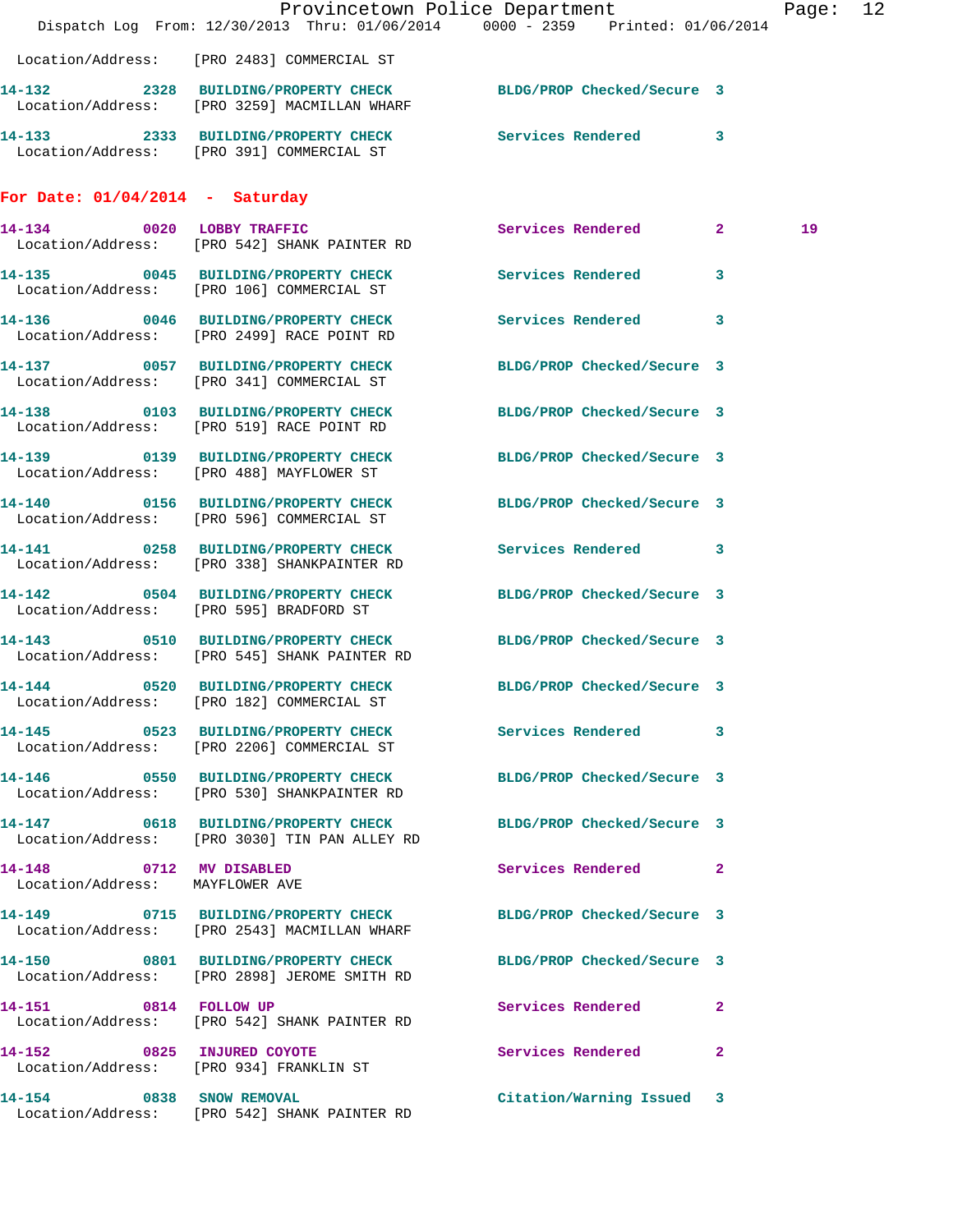Location/Address: [PRO 2483] COMMERCIAL ST

**14-132** 2328 **BUILDING/PROPERTY CHECK** BLDG/PROP Checked/Secure 3
Location/Address: [PRO 3259] MACMILLAN WHARF

**14-133** 2333 **BUILDING/PROPERTY CHECK** Services Rendered 3
Location/Address: [PRO 391] COMMERCIAL ST

## For Date: 01/04/2014 - Saturday

**14-134** 0020 **LOBBY TRAFFIC** Services Rendered 2 19
Location/Address: [PRO 542] SHANK PAINTER RD

**14-135** 0045 **BUILDING/PROPERTY CHECK** Services Rendered 3
Location/Address: [PRO 106] COMMERCIAL ST

**14-136** 0046 **BUILDING/PROPERTY CHECK** Services Rendered 3
Location/Address: [PRO 2499] RACE POINT RD

**14-137** 0057 **BUILDING/PROPERTY CHECK** BLDG/PROP Checked/Secure 3
Location/Address: [PRO 341] COMMERCIAL ST

**14-138** 0103 **BUILDING/PROPERTY CHECK** BLDG/PROP Checked/Secure 3
Location/Address: [PRO 519] RACE POINT RD

**14-139** 0139 **BUILDING/PROPERTY CHECK** BLDG/PROP Checked/Secure 3
Location/Address: [PRO 488] MAYFLOWER ST

**14-140** 0156 **BUILDING/PROPERTY CHECK** BLDG/PROP Checked/Secure 3
Location/Address: [PRO 596] COMMERCIAL ST

**14-141** 0258 **BUILDING/PROPERTY CHECK** Services Rendered 3
Location/Address: [PRO 338] SHANKPAINTER RD

**14-142** 0504 **BUILDING/PROPERTY CHECK** BLDG/PROP Checked/Secure 3
Location/Address: [PRO 595] BRADFORD ST

**14-143** 0510 **BUILDING/PROPERTY CHECK** BLDG/PROP Checked/Secure 3
Location/Address: [PRO 545] SHANK PAINTER RD

**14-144** 0520 **BUILDING/PROPERTY CHECK** BLDG/PROP Checked/Secure 3
Location/Address: [PRO 182] COMMERCIAL ST

**14-145** 0523 **BUILDING/PROPERTY CHECK** Services Rendered 3
Location/Address: [PRO 2206] COMMERCIAL ST

**14-146** 0550 **BUILDING/PROPERTY CHECK** BLDG/PROP Checked/Secure 3
Location/Address: [PRO 530] SHANKPAINTER RD

**14-147** 0618 **BUILDING/PROPERTY CHECK** BLDG/PROP Checked/Secure 3
Location/Address: [PRO 3030] TIN PAN ALLEY RD

**14-148** 0712 **MV DISABLED** Services Rendered 2
Location/Address: MAYFLOWER AVE

**14-149** 0715 **BUILDING/PROPERTY CHECK** BLDG/PROP Checked/Secure 3
Location/Address: [PRO 2543] MACMILLAN WHARF

**14-150** 0801 **BUILDING/PROPERTY CHECK** BLDG/PROP Checked/Secure 3
Location/Address: [PRO 2898] JEROME SMITH RD

**14-151** 0814 **FOLLOW UP** Services Rendered 2
Location/Address: [PRO 542] SHANK PAINTER RD

**14-152** 0825 **INJURED COYOTE** Services Rendered 2
Location/Address: [PRO 934] FRANKLIN ST

**14-154** 0838 **SNOW REMOVAL** Citation/Warning Issued 3
Location/Address: [PRO 542] SHANK PAINTER RD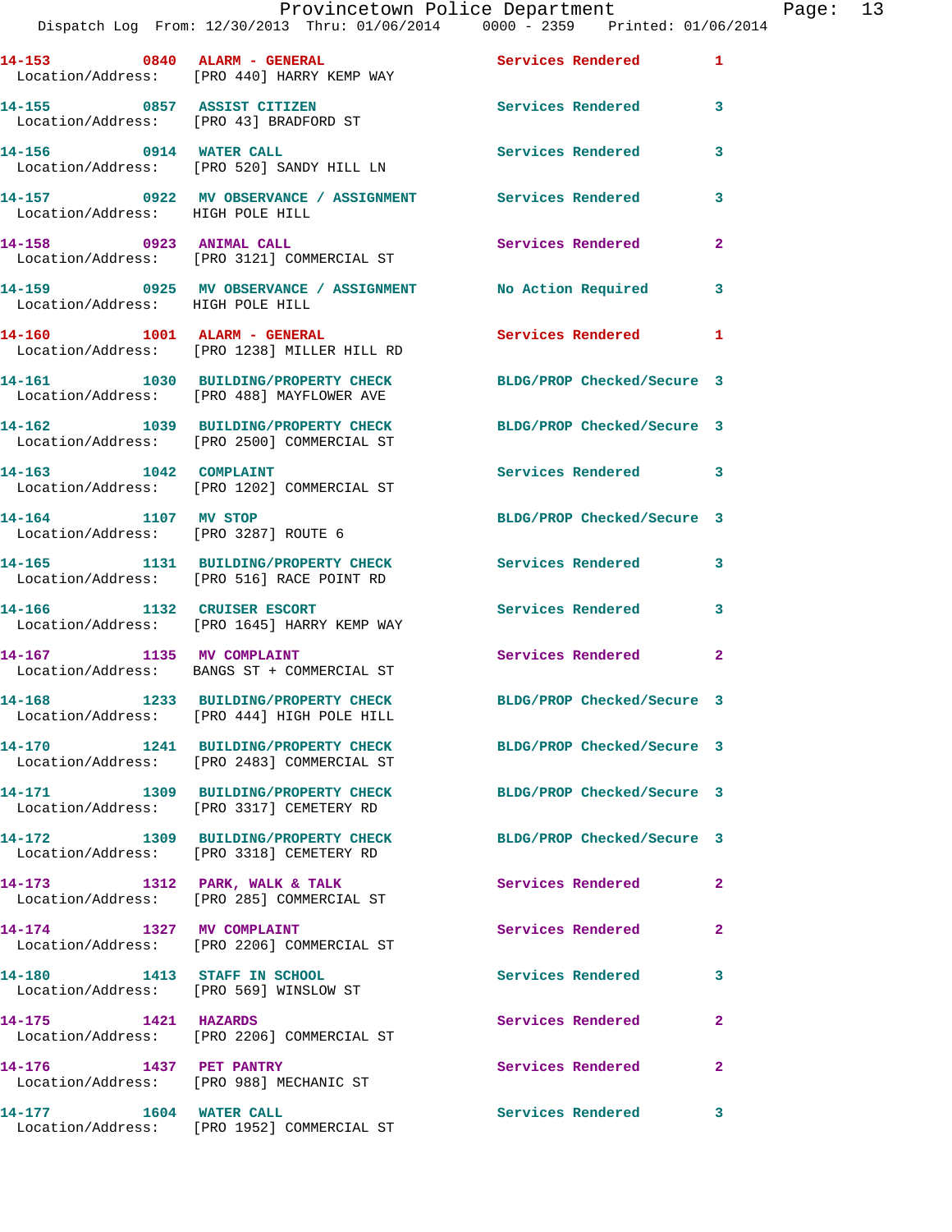14-153 0840 ALARM - GENERAL Services Rendered 1
Location/Address: [PRO 440] HARRY KEMP WAY

14-155 0857 ASSIST CITIZEN Services Rendered 3
Location/Address: [PRO 43] BRADFORD ST

14-156 0914 WATER CALL Services Rendered 3
Location/Address: [PRO 520] SANDY HILL LN

14-157 0922 MV OBSERVANCE / ASSIGNMENT Services Rendered 3
Location/Address: HIGH POLE HILL

14-158 0923 ANIMAL CALL Services Rendered 2
Location/Address: [PRO 3121] COMMERCIAL ST

14-159 0925 MV OBSERVANCE / ASSIGNMENT No Action Required 3
Location/Address: HIGH POLE HILL

14-160 1001 ALARM - GENERAL Services Rendered 1
Location/Address: [PRO 1238] MILLER HILL RD

14-161 1030 BUILDING/PROPERTY CHECK BLDG/PROP Checked/Secure 3
Location/Address: [PRO 488] MAYFLOWER AVE

14-162 1039 BUILDING/PROPERTY CHECK BLDG/PROP Checked/Secure 3
Location/Address: [PRO 2500] COMMERCIAL ST

14-163 1042 COMPLAINT Services Rendered 3
Location/Address: [PRO 1202] COMMERCIAL ST

14-164 1107 MV STOP BLDG/PROP Checked/Secure 3
Location/Address: [PRO 3287] ROUTE 6

14-165 1131 BUILDING/PROPERTY CHECK Services Rendered 3
Location/Address: [PRO 516] RACE POINT RD

14-166 1132 CRUISER ESCORT Services Rendered 3
Location/Address: [PRO 1645] HARRY KEMP WAY

14-167 1135 MV COMPLAINT Services Rendered 2
Location/Address: BANGS ST + COMMERCIAL ST

14-168 1233 BUILDING/PROPERTY CHECK BLDG/PROP Checked/Secure 3
Location/Address: [PRO 444] HIGH POLE HILL

14-170 1241 BUILDING/PROPERTY CHECK BLDG/PROP Checked/Secure 3
Location/Address: [PRO 2483] COMMERCIAL ST

14-171 1309 BUILDING/PROPERTY CHECK BLDG/PROP Checked/Secure 3
Location/Address: [PRO 3317] CEMETERY RD

14-172 1309 BUILDING/PROPERTY CHECK BLDG/PROP Checked/Secure 3
Location/Address: [PRO 3318] CEMETERY RD

14-173 1312 PARK, WALK & TALK Services Rendered 2
Location/Address: [PRO 285] COMMERCIAL ST

14-174 1327 MV COMPLAINT Services Rendered 2
Location/Address: [PRO 2206] COMMERCIAL ST

14-180 1413 STAFF IN SCHOOL Services Rendered 3
Location/Address: [PRO 569] WINSLOW ST

14-175 1421 HAZARDS Services Rendered 2
Location/Address: [PRO 2206] COMMERCIAL ST

14-176 1437 PET PANTRY Services Rendered 2
Location/Address: [PRO 988] MECHANIC ST

14-177 1604 WATER CALL Services Rendered 3
Location/Address: [PRO 1952] COMMERCIAL ST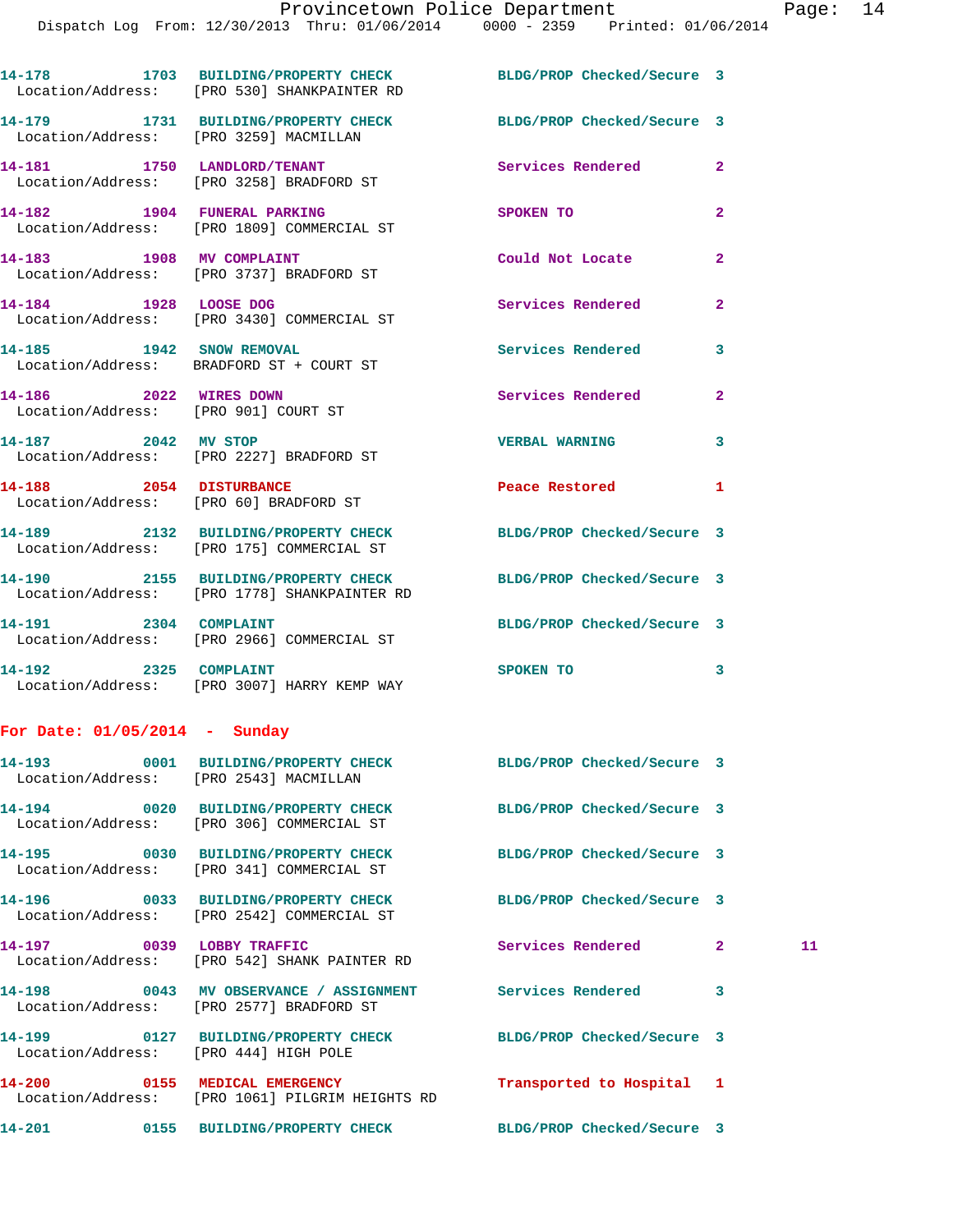14-178 1703 BUILDING/PROPERTY CHECK BLDG/PROP Checked/Secure 3
Location/Address: [PRO 530] SHANKPAINTER RD

14-179 1731 BUILDING/PROPERTY CHECK BLDG/PROP Checked/Secure 3
Location/Address: [PRO 3259] MACMILLAN

14-181 1750 LANDLORD/TENANT Services Rendered 2
Location/Address: [PRO 3258] BRADFORD ST

14-182 1904 FUNERAL PARKING SPOKEN TO 2
Location/Address: [PRO 1809] COMMERCIAL ST

14-183 1908 MV COMPLAINT Could Not Locate 2
Location/Address: [PRO 3737] BRADFORD ST

14-184 1928 LOOSE DOG Services Rendered 2
Location/Address: [PRO 3430] COMMERCIAL ST

14-185 1942 SNOW REMOVAL Services Rendered 3
Location/Address: BRADFORD ST + COURT ST

14-186 2022 WIRES DOWN Services Rendered 2
Location/Address: [PRO 901] COURT ST

14-187 2042 MV STOP VERBAL WARNING 3
Location/Address: [PRO 2227] BRADFORD ST

14-188 2054 DISTURBANCE Peace Restored 1
Location/Address: [PRO 60] BRADFORD ST

14-189 2132 BUILDING/PROPERTY CHECK BLDG/PROP Checked/Secure 3
Location/Address: [PRO 175] COMMERCIAL ST

14-190 2155 BUILDING/PROPERTY CHECK BLDG/PROP Checked/Secure 3
Location/Address: [PRO 1778] SHANKPAINTER RD

14-191 2304 COMPLAINT BLDG/PROP Checked/Secure 3
Location/Address: [PRO 2966] COMMERCIAL ST

14-192 2325 COMPLAINT SPOKEN TO 3
Location/Address: [PRO 3007] HARRY KEMP WAY

**For Date: 01/05/2014 - Sunday**

14-193 0001 BUILDING/PROPERTY CHECK BLDG/PROP Checked/Secure 3
Location/Address: [PRO 2543] MACMILLAN

14-194 0020 BUILDING/PROPERTY CHECK BLDG/PROP Checked/Secure 3
Location/Address: [PRO 306] COMMERCIAL ST

14-195 0030 BUILDING/PROPERTY CHECK BLDG/PROP Checked/Secure 3
Location/Address: [PRO 341] COMMERCIAL ST

14-196 0033 BUILDING/PROPERTY CHECK BLDG/PROP Checked/Secure 3
Location/Address: [PRO 2542] COMMERCIAL ST

14-197 0039 LOBBY TRAFFIC Services Rendered 2 11
Location/Address: [PRO 542] SHANK PAINTER RD

14-198 0043 MV OBSERVANCE / ASSIGNMENT Services Rendered 3
Location/Address: [PRO 2577] BRADFORD ST

14-199 0127 BUILDING/PROPERTY CHECK BLDG/PROP Checked/Secure 3
Location/Address: [PRO 444] HIGH POLE

14-200 0155 MEDICAL EMERGENCY Transported to Hospital 1
Location/Address: [PRO 1061] PILGRIM HEIGHTS RD

14-201 0155 BUILDING/PROPERTY CHECK BLDG/PROP Checked/Secure 3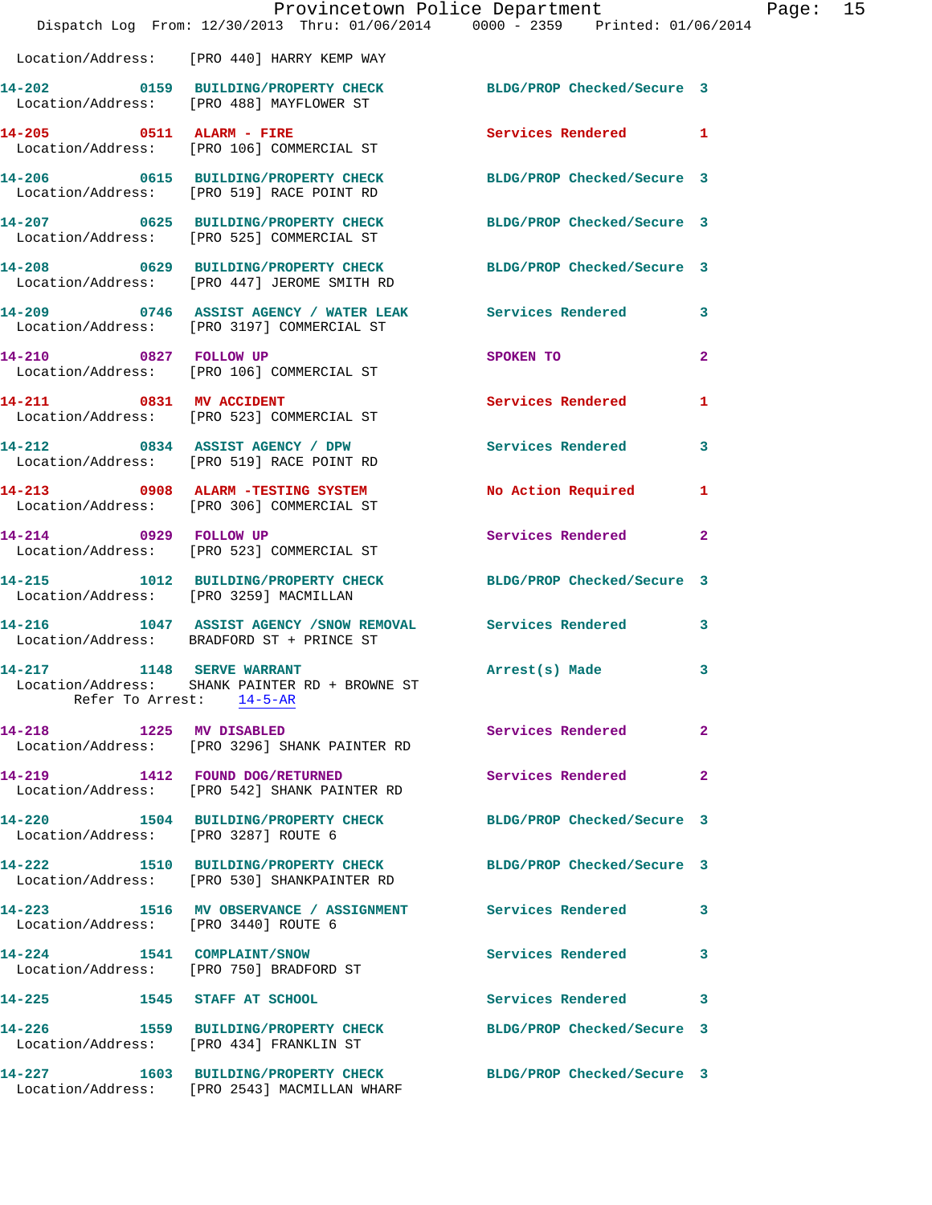Location/Address: [PRO 440] HARRY KEMP WAY

**14-202** 0159 **BUILDING/PROPERTY CHECK** BLDG/PROP Checked/Secure 3
Location/Address: [PRO 488] MAYFLOWER ST

**14-205** 0511 **ALARM - FIRE** Services Rendered 1
Location/Address: [PRO 106] COMMERCIAL ST

**14-206** 0615 **BUILDING/PROPERTY CHECK** BLDG/PROP Checked/Secure 3
Location/Address: [PRO 519] RACE POINT RD

**14-207** 0625 **BUILDING/PROPERTY CHECK** BLDG/PROP Checked/Secure 3
Location/Address: [PRO 525] COMMERCIAL ST

**14-208** 0629 **BUILDING/PROPERTY CHECK** BLDG/PROP Checked/Secure 3
Location/Address: [PRO 447] JEROME SMITH RD

**14-209** 0746 **ASSIST AGENCY / WATER LEAK** Services Rendered 3
Location/Address: [PRO 3197] COMMERCIAL ST

**14-210** 0827 **FOLLOW UP** SPOKEN TO 2
Location/Address: [PRO 106] COMMERCIAL ST

**14-211** 0831 **MV ACCIDENT** Services Rendered 1
Location/Address: [PRO 523] COMMERCIAL ST

**14-212** 0834 **ASSIST AGENCY / DPW** Services Rendered 3
Location/Address: [PRO 519] RACE POINT RD

**14-213** 0908 **ALARM -TESTING SYSTEM** No Action Required 1
Location/Address: [PRO 306] COMMERCIAL ST

**14-214** 0929 **FOLLOW UP** Services Rendered 2
Location/Address: [PRO 523] COMMERCIAL ST

**14-215** 1012 **BUILDING/PROPERTY CHECK** BLDG/PROP Checked/Secure 3
Location/Address: [PRO 3259] MACMILLAN

**14-216** 1047 **ASSIST AGENCY /SNOW REMOVAL** Services Rendered 3
Location/Address: BRADFORD ST + PRINCE ST

**14-217** 1148 **SERVE WARRANT** Arrest(s) Made 3
Location/Address: SHANK PAINTER RD + BROWNE ST
Refer To Arrest: 14-5-AR

**14-218** 1225 **MV DISABLED** Services Rendered 2
Location/Address: [PRO 3296] SHANK PAINTER RD

**14-219** 1412 **FOUND DOG/RETURNED** Services Rendered 2
Location/Address: [PRO 542] SHANK PAINTER RD

**14-220** 1504 **BUILDING/PROPERTY CHECK** BLDG/PROP Checked/Secure 3
Location/Address: [PRO 3287] ROUTE 6

**14-222** 1510 **BUILDING/PROPERTY CHECK** BLDG/PROP Checked/Secure 3
Location/Address: [PRO 530] SHANKPAINTER RD

**14-223** 1516 **MV OBSERVANCE / ASSIGNMENT** Services Rendered 3
Location/Address: [PRO 3440] ROUTE 6

**14-224** 1541 **COMPLAINT/SNOW** Services Rendered 3
Location/Address: [PRO 750] BRADFORD ST

**14-225** 1545 **STAFF AT SCHOOL** Services Rendered 3

**14-226** 1559 **BUILDING/PROPERTY CHECK** BLDG/PROP Checked/Secure 3
Location/Address: [PRO 434] FRANKLIN ST

**14-227** 1603 **BUILDING/PROPERTY CHECK** BLDG/PROP Checked/Secure 3
Location/Address: [PRO 2543] MACMILLAN WHARF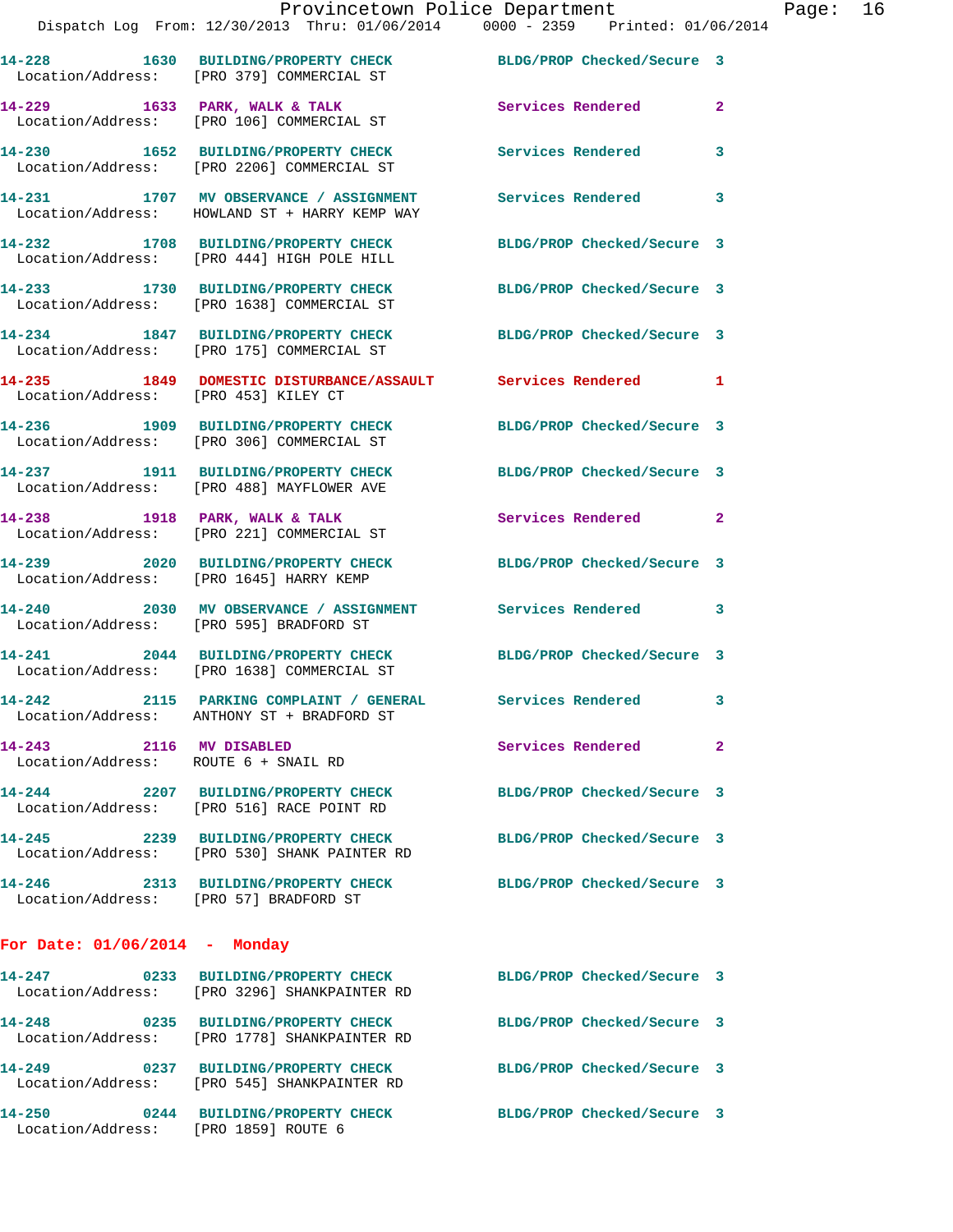14-228 1630 BUILDING/PROPERTY CHECK BLDG/PROP Checked/Secure 3
Location/Address: [PRO 379] COMMERCIAL ST

14-229 1633 PARK, WALK & TALK Services Rendered 2
Location/Address: [PRO 106] COMMERCIAL ST

14-230 1652 BUILDING/PROPERTY CHECK Services Rendered 3
Location/Address: [PRO 2206] COMMERCIAL ST

14-231 1707 MV OBSERVANCE / ASSIGNMENT Services Rendered 3
Location/Address: HOWLAND ST + HARRY KEMP WAY

14-232 1708 BUILDING/PROPERTY CHECK BLDG/PROP Checked/Secure 3
Location/Address: [PRO 444] HIGH POLE HILL

14-233 1730 BUILDING/PROPERTY CHECK BLDG/PROP Checked/Secure 3
Location/Address: [PRO 1638] COMMERCIAL ST

14-234 1847 BUILDING/PROPERTY CHECK BLDG/PROP Checked/Secure 3
Location/Address: [PRO 175] COMMERCIAL ST

14-235 1849 DOMESTIC DISTURBANCE/ASSAULT Services Rendered 1
Location/Address: [PRO 453] KILEY CT

14-236 1909 BUILDING/PROPERTY CHECK BLDG/PROP Checked/Secure 3
Location/Address: [PRO 306] COMMERCIAL ST

14-237 1911 BUILDING/PROPERTY CHECK BLDG/PROP Checked/Secure 3
Location/Address: [PRO 488] MAYFLOWER AVE

14-238 1918 PARK, WALK & TALK Services Rendered 2
Location/Address: [PRO 221] COMMERCIAL ST

14-239 2020 BUILDING/PROPERTY CHECK BLDG/PROP Checked/Secure 3
Location/Address: [PRO 1645] HARRY KEMP

14-240 2030 MV OBSERVANCE / ASSIGNMENT Services Rendered 3
Location/Address: [PRO 595] BRADFORD ST

14-241 2044 BUILDING/PROPERTY CHECK BLDG/PROP Checked/Secure 3
Location/Address: [PRO 1638] COMMERCIAL ST

14-242 2115 PARKING COMPLAINT / GENERAL Services Rendered 3
Location/Address: ANTHONY ST + BRADFORD ST

14-243 2116 MV DISABLED Services Rendered 2
Location/Address: ROUTE 6 + SNAIL RD

14-244 2207 BUILDING/PROPERTY CHECK BLDG/PROP Checked/Secure 3
Location/Address: [PRO 516] RACE POINT RD

14-245 2239 BUILDING/PROPERTY CHECK BLDG/PROP Checked/Secure 3
Location/Address: [PRO 530] SHANK PAINTER RD

14-246 2313 BUILDING/PROPERTY CHECK BLDG/PROP Checked/Secure 3
Location/Address: [PRO 57] BRADFORD ST

**For Date: 01/06/2014 - Monday**

14-247 0233 BUILDING/PROPERTY CHECK BLDG/PROP Checked/Secure 3
Location/Address: [PRO 3296] SHANKPAINTER RD

14-248 0235 BUILDING/PROPERTY CHECK BLDG/PROP Checked/Secure 3
Location/Address: [PRO 1778] SHANKPAINTER RD

14-249 0237 BUILDING/PROPERTY CHECK BLDG/PROP Checked/Secure 3
Location/Address: [PRO 545] SHANKPAINTER RD

14-250 0244 BUILDING/PROPERTY CHECK BLDG/PROP Checked/Secure 3
Location/Address: [PRO 1859] ROUTE 6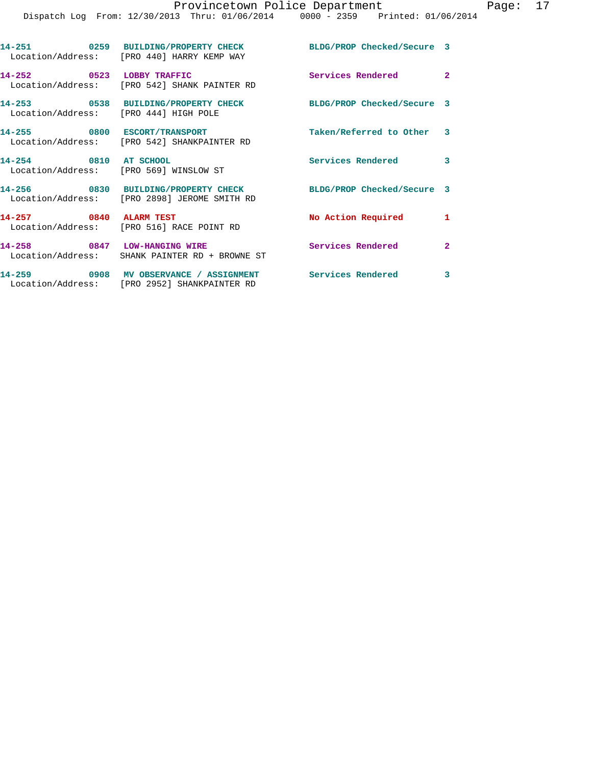14-251 0259 BUILDING/PROPERTY CHECK BLDG/PROP Checked/Secure 3
Location/Address: [PRO 440] HARRY KEMP WAY

14-252 0523 LOBBY TRAFFIC Services Rendered 2
Location/Address: [PRO 542] SHANK PAINTER RD

14-253 0538 BUILDING/PROPERTY CHECK BLDG/PROP Checked/Secure 3
Location/Address: [PRO 444] HIGH POLE

14-255 0800 ESCORT/TRANSPORT Taken/Referred to Other 3
Location/Address: [PRO 542] SHANKPAINTER RD

14-254 0810 AT SCHOOL Services Rendered 3
Location/Address: [PRO 569] WINSLOW ST

14-256 0830 BUILDING/PROPERTY CHECK BLDG/PROP Checked/Secure 3
Location/Address: [PRO 2898] JEROME SMITH RD

14-257 0840 ALARM TEST No Action Required 1
Location/Address: [PRO 516] RACE POINT RD

14-258 0847 LOW-HANGING WIRE Services Rendered 2
Location/Address: SHANK PAINTER RD + BROWNE ST

14-259 0908 MV OBSERVANCE / ASSIGNMENT Services Rendered 3
Location/Address: [PRO 2952] SHANKPAINTER RD